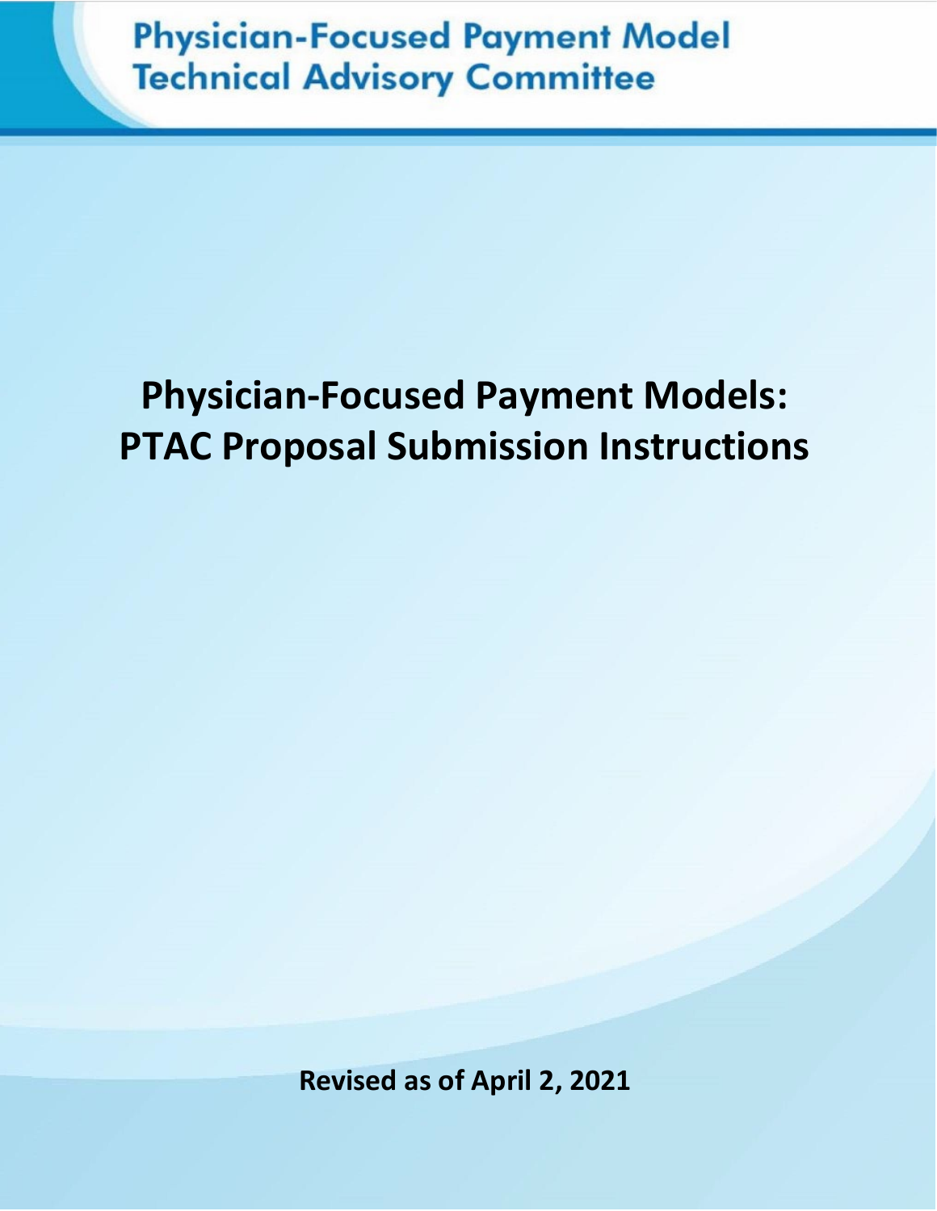Physician-Focused Payment Model Technical Advisory Committee

# Physician-Focused Payment Models: PTAC Proposal Submission Instructions

**Revised as of April 2, 2021**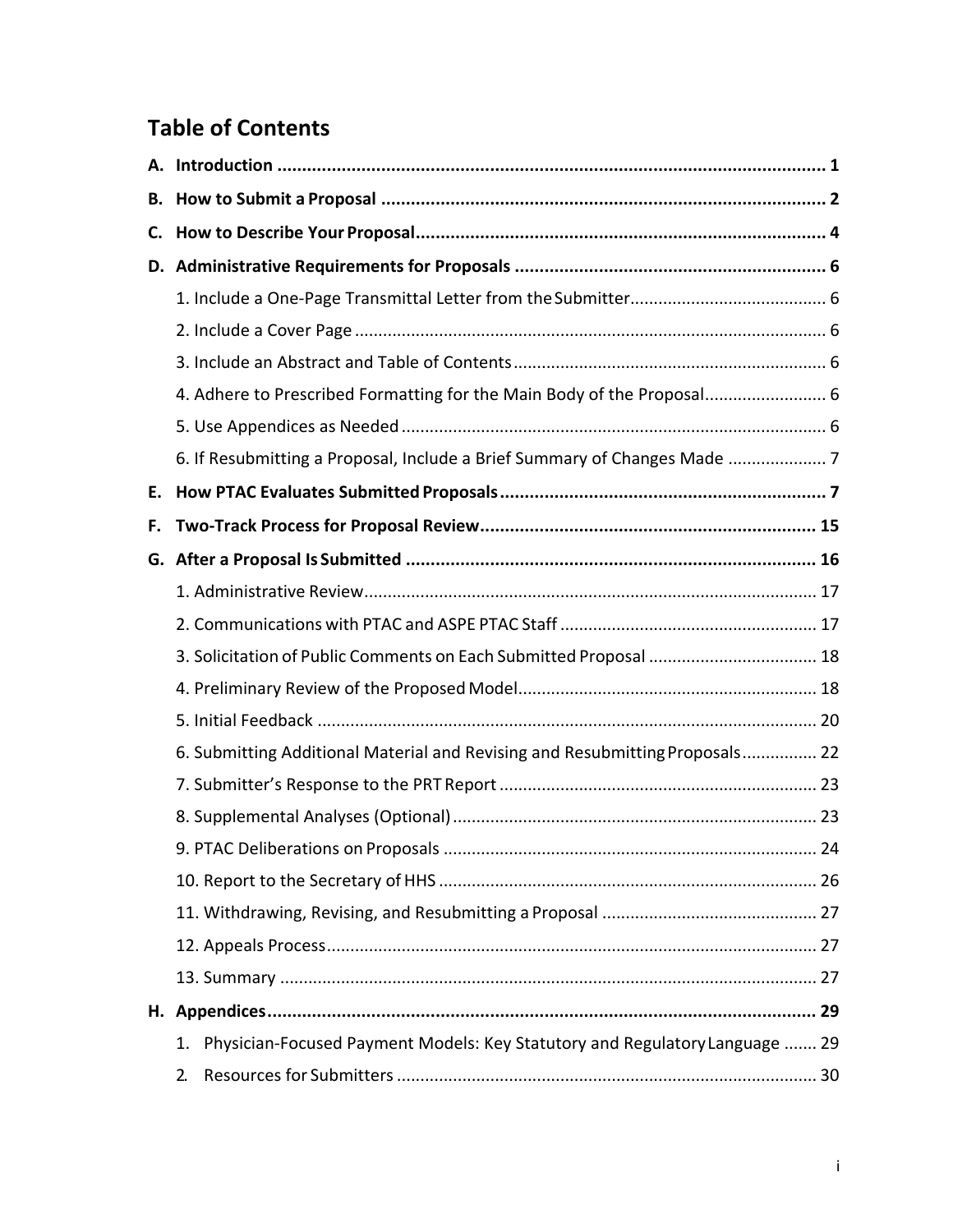## Table of Contents

**A. Introduction** ............................................................................................................. **1**

**B. How to Submit a Proposal** ........................................................................................ **2**

**C. How to Describe Your Proposal** ................................................................................. **4**

**D. Administrative Requirements for Proposals** .............................................................. **6**

1. Include a One-Page Transmittal Letter from the Submitter......................................... 6
2. Include a Cover Page ................................................................................................ 6
3. Include an Abstract and Table of Contents ................................................................ 6
4. Adhere to Prescribed Formatting for the Main Body of the Proposal.......................... 6
5. Use Appendices as Needed ....................................................................................... 6
6. If Resubmitting a Proposal, Include a Brief Summary of Changes Made ..................... 7

**E. How PTAC Evaluates Submitted Proposals** ................................................................. **7**

**F. Two-Track Process for Proposal Review** .................................................................... **15**

**G. After a Proposal Is Submitted** .................................................................................. **16**

1. Administrative Review.............................................................................................. 17
2. Communications with PTAC and ASPE PTAC Staff ...................................................... 17
3. Solicitation of Public Comments on Each Submitted Proposal ................................... 18
4. Preliminary Review of the Proposed Model............................................................... 18
5. Initial Feedback ........................................................................................................ 20
6. Submitting Additional Material and Revising and Resubmitting Proposals................ 22
7. Submitter's Response to the PRT Report .................................................................. 23
8. Supplemental Analyses (Optional) ............................................................................ 23
9. PTAC Deliberations on Proposals .............................................................................. 24
10. Report to the Secretary of HHS ................................................................................ 26
11. Withdrawing, Revising, and Resubmitting a Proposal .............................................. 27
12. Appeals Process....................................................................................................... 27
13. Summary ................................................................................................................. 27

**H. Appendices** ............................................................................................................... **29**

1. Physician-Focused Payment Models: Key Statutory and Regulatory Language ....... 29
2. Resources for Submitters ........................................................................................ 30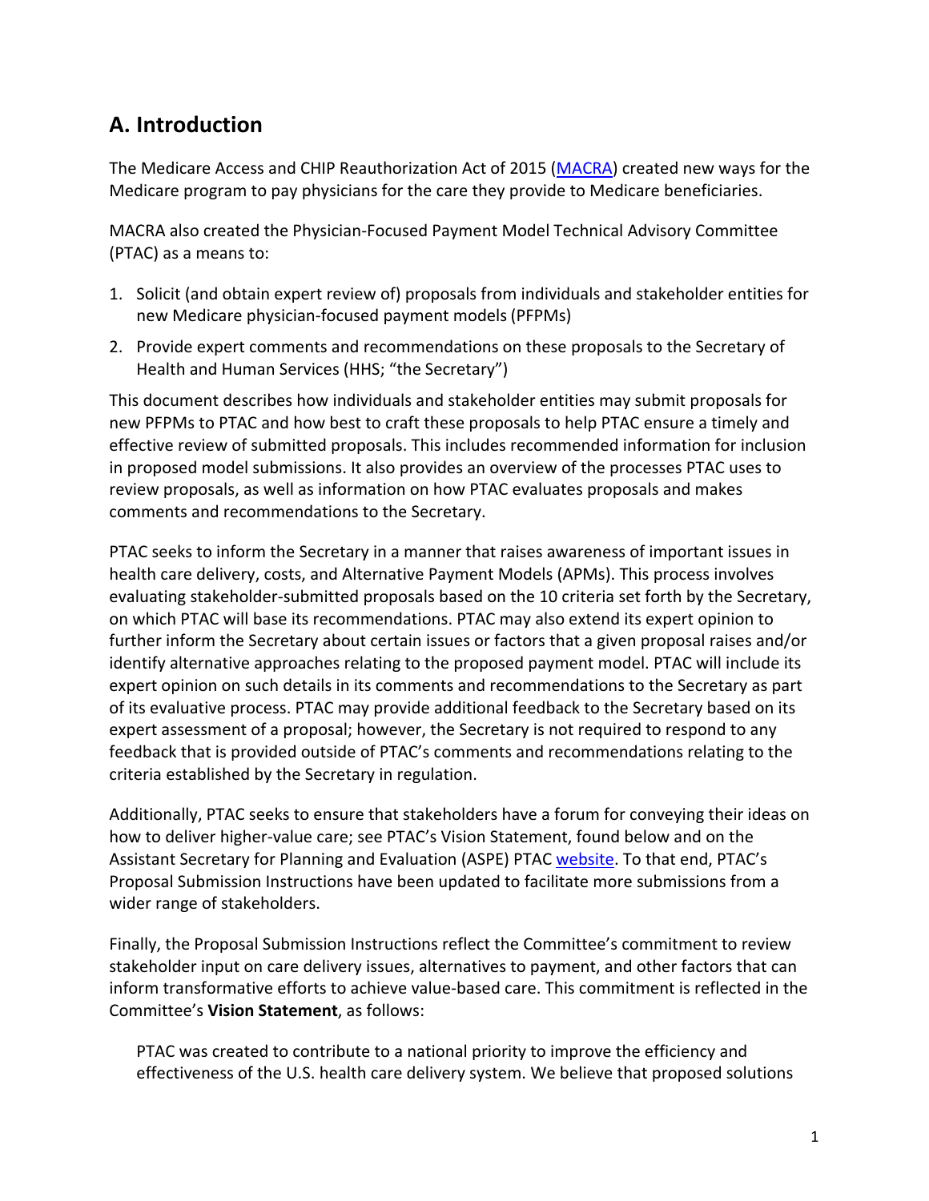## A. Introduction

The Medicare Access and CHIP Reauthorization Act of 2015 (MACRA) created new ways for the Medicare program to pay physicians for the care they provide to Medicare beneficiaries.

MACRA also created the Physician-Focused Payment Model Technical Advisory Committee (PTAC) as a means to:

1. Solicit (and obtain expert review of) proposals from individuals and stakeholder entities for new Medicare physician-focused payment models (PFPMs)
2. Provide expert comments and recommendations on these proposals to the Secretary of Health and Human Services (HHS; "the Secretary")

This document describes how individuals and stakeholder entities may submit proposals for new PFPMs to PTAC and how best to craft these proposals to help PTAC ensure a timely and effective review of submitted proposals. This includes recommended information for inclusion in proposed model submissions. It also provides an overview of the processes PTAC uses to review proposals, as well as information on how PTAC evaluates proposals and makes comments and recommendations to the Secretary.

PTAC seeks to inform the Secretary in a manner that raises awareness of important issues in health care delivery, costs, and Alternative Payment Models (APMs). This process involves evaluating stakeholder-submitted proposals based on the 10 criteria set forth by the Secretary, on which PTAC will base its recommendations. PTAC may also extend its expert opinion to further inform the Secretary about certain issues or factors that a given proposal raises and/or identify alternative approaches relating to the proposed payment model. PTAC will include its expert opinion on such details in its comments and recommendations to the Secretary as part of its evaluative process. PTAC may provide additional feedback to the Secretary based on its expert assessment of a proposal; however, the Secretary is not required to respond to any feedback that is provided outside of PTAC's comments and recommendations relating to the criteria established by the Secretary in regulation.

Additionally, PTAC seeks to ensure that stakeholders have a forum for conveying their ideas on how to deliver higher-value care; see PTAC's Vision Statement, found below and on the Assistant Secretary for Planning and Evaluation (ASPE) PTAC website. To that end, PTAC's Proposal Submission Instructions have been updated to facilitate more submissions from a wider range of stakeholders.

Finally, the Proposal Submission Instructions reflect the Committee's commitment to review stakeholder input on care delivery issues, alternatives to payment, and other factors that can inform transformative efforts to achieve value-based care. This commitment is reflected in the Committee's **Vision Statement**, as follows:

> PTAC was created to contribute to a national priority to improve the efficiency and effectiveness of the U.S. health care delivery system. We believe that proposed solutions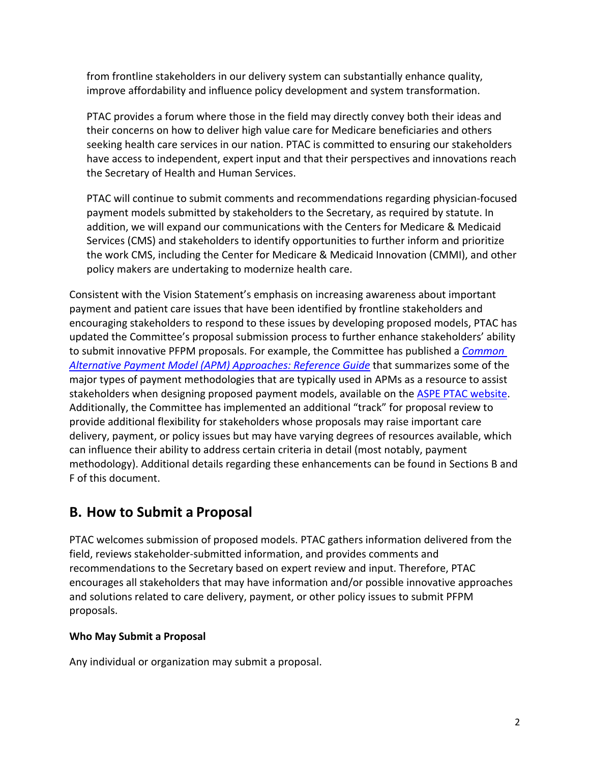> from frontline stakeholders in our delivery system can substantially enhance quality, improve affordability and influence policy development and system transformation.
>
> PTAC provides a forum where those in the field may directly convey both their ideas and their concerns on how to deliver high value care for Medicare beneficiaries and others seeking health care services in our nation. PTAC is committed to ensuring our stakeholders have access to independent, expert input and that their perspectives and innovations reach the Secretary of Health and Human Services.
>
> PTAC will continue to submit comments and recommendations regarding physician-focused payment models submitted by stakeholders to the Secretary, as required by statute. In addition, we will expand our communications with the Centers for Medicare & Medicaid Services (CMS) and stakeholders to identify opportunities to further inform and prioritize the work CMS, including the Center for Medicare & Medicaid Innovation (CMMI), and other policy makers are undertaking to modernize health care.

Consistent with the Vision Statement's emphasis on increasing awareness about important payment and patient care issues that have been identified by frontline stakeholders and encouraging stakeholders to respond to these issues by developing proposed models, PTAC has updated the Committee's proposal submission process to further enhance stakeholders' ability to submit innovative PFPM proposals. For example, the Committee has published a *Common Alternative Payment Model (APM) Approaches: Reference Guide* that summarizes some of the major types of payment methodologies that are typically used in APMs as a resource to assist stakeholders when designing proposed payment models, available on the ASPE PTAC website. Additionally, the Committee has implemented an additional "track" for proposal review to provide additional flexibility for stakeholders whose proposals may raise important care delivery, payment, or policy issues but may have varying degrees of resources available, which can influence their ability to address certain criteria in detail (most notably, payment methodology). Additional details regarding these enhancements can be found in Sections B and F of this document.

## B. How to Submit a Proposal

PTAC welcomes submission of proposed models. PTAC gathers information delivered from the field, reviews stakeholder-submitted information, and provides comments and recommendations to the Secretary based on expert review and input. Therefore, PTAC encourages all stakeholders that may have information and/or possible innovative approaches and solutions related to care delivery, payment, or other policy issues to submit PFPM proposals.

**Who May Submit a Proposal**

Any individual or organization may submit a proposal.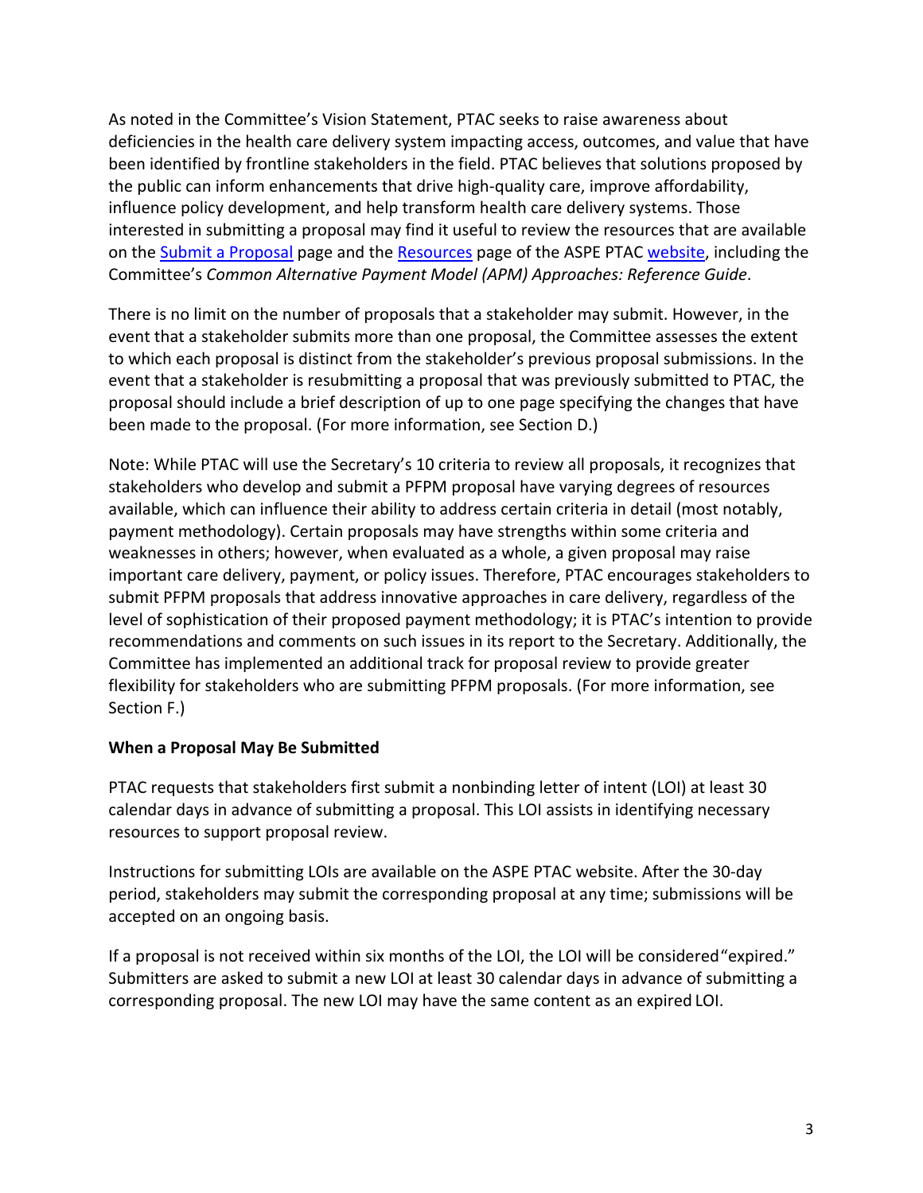As noted in the Committee's Vision Statement, PTAC seeks to raise awareness about deficiencies in the health care delivery system impacting access, outcomes, and value that have been identified by frontline stakeholders in the field. PTAC believes that solutions proposed by the public can inform enhancements that drive high-quality care, improve affordability, influence policy development, and help transform health care delivery systems. Those interested in submitting a proposal may find it useful to review the resources that are available on the Submit a Proposal page and the Resources page of the ASPE PTAC website, including the Committee's *Common Alternative Payment Model (APM) Approaches: Reference Guide*.

There is no limit on the number of proposals that a stakeholder may submit. However, in the event that a stakeholder submits more than one proposal, the Committee assesses the extent to which each proposal is distinct from the stakeholder's previous proposal submissions. In the event that a stakeholder is resubmitting a proposal that was previously submitted to PTAC, the proposal should include a brief description of up to one page specifying the changes that have been made to the proposal. (For more information, see Section D.)

Note: While PTAC will use the Secretary's 10 criteria to review all proposals, it recognizes that stakeholders who develop and submit a PFPM proposal have varying degrees of resources available, which can influence their ability to address certain criteria in detail (most notably, payment methodology). Certain proposals may have strengths within some criteria and weaknesses in others; however, when evaluated as a whole, a given proposal may raise important care delivery, payment, or policy issues. Therefore, PTAC encourages stakeholders to submit PFPM proposals that address innovative approaches in care delivery, regardless of the level of sophistication of their proposed payment methodology; it is PTAC's intention to provide recommendations and comments on such issues in its report to the Secretary. Additionally, the Committee has implemented an additional track for proposal review to provide greater flexibility for stakeholders who are submitting PFPM proposals. (For more information, see Section F.)

**When a Proposal May Be Submitted**

PTAC requests that stakeholders first submit a nonbinding letter of intent (LOI) at least 30 calendar days in advance of submitting a proposal. This LOI assists in identifying necessary resources to support proposal review.

Instructions for submitting LOIs are available on the ASPE PTAC website. After the 30-day period, stakeholders may submit the corresponding proposal at any time; submissions will be accepted on an ongoing basis.

If a proposal is not received within six months of the LOI, the LOI will be considered "expired." Submitters are asked to submit a new LOI at least 30 calendar days in advance of submitting a corresponding proposal. The new LOI may have the same content as an expired LOI.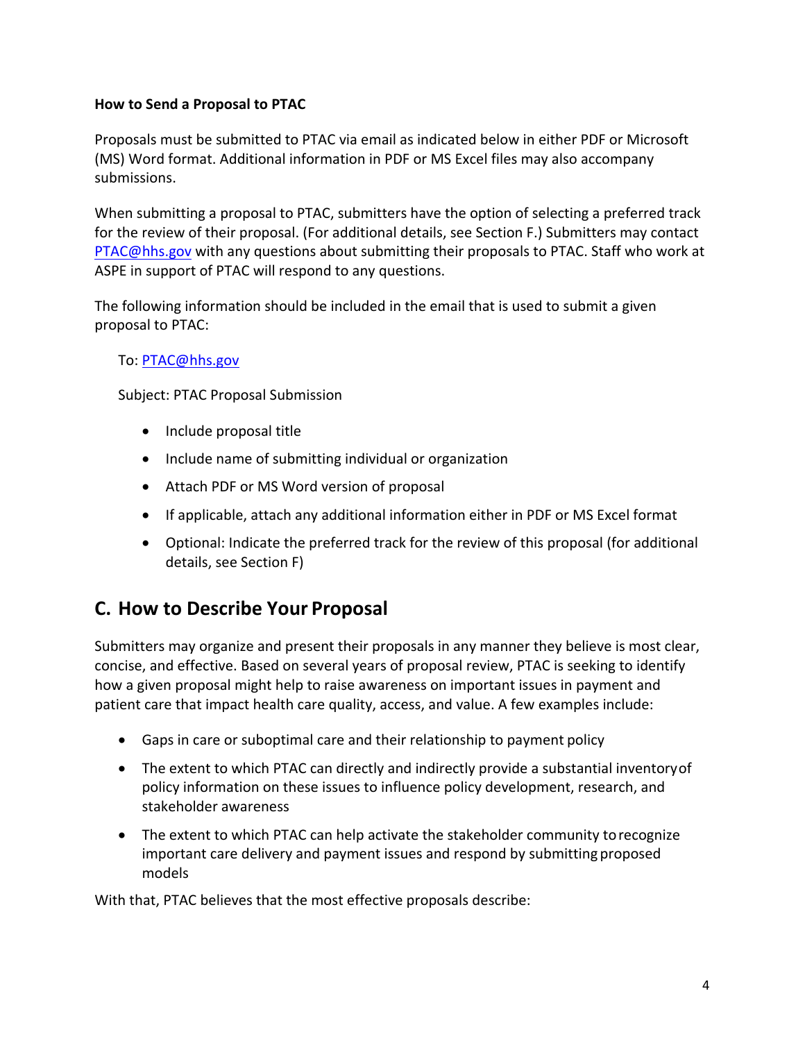**How to Send a Proposal to PTAC**

Proposals must be submitted to PTAC via email as indicated below in either PDF or Microsoft (MS) Word format. Additional information in PDF or MS Excel files may also accompany submissions.

When submitting a proposal to PTAC, submitters have the option of selecting a preferred track for the review of their proposal. (For additional details, see Section F.) Submitters may contact PTAC@hhs.gov with any questions about submitting their proposals to PTAC. Staff who work at ASPE in support of PTAC will respond to any questions.

The following information should be included in the email that is used to submit a given proposal to PTAC:

To: PTAC@hhs.gov

Subject: PTAC Proposal Submission

- Include proposal title
- Include name of submitting individual or organization
- Attach PDF or MS Word version of proposal
- If applicable, attach any additional information either in PDF or MS Excel format
- Optional: Indicate the preferred track for the review of this proposal (for additional details, see Section F)

## C. How to Describe Your Proposal

Submitters may organize and present their proposals in any manner they believe is most clear, concise, and effective. Based on several years of proposal review, PTAC is seeking to identify how a given proposal might help to raise awareness on important issues in payment and patient care that impact health care quality, access, and value. A few examples include:

- Gaps in care or suboptimal care and their relationship to payment policy
- The extent to which PTAC can directly and indirectly provide a substantial inventory of policy information on these issues to influence policy development, research, and stakeholder awareness
- The extent to which PTAC can help activate the stakeholder community to recognize important care delivery and payment issues and respond by submitting proposed models

With that, PTAC believes that the most effective proposals describe: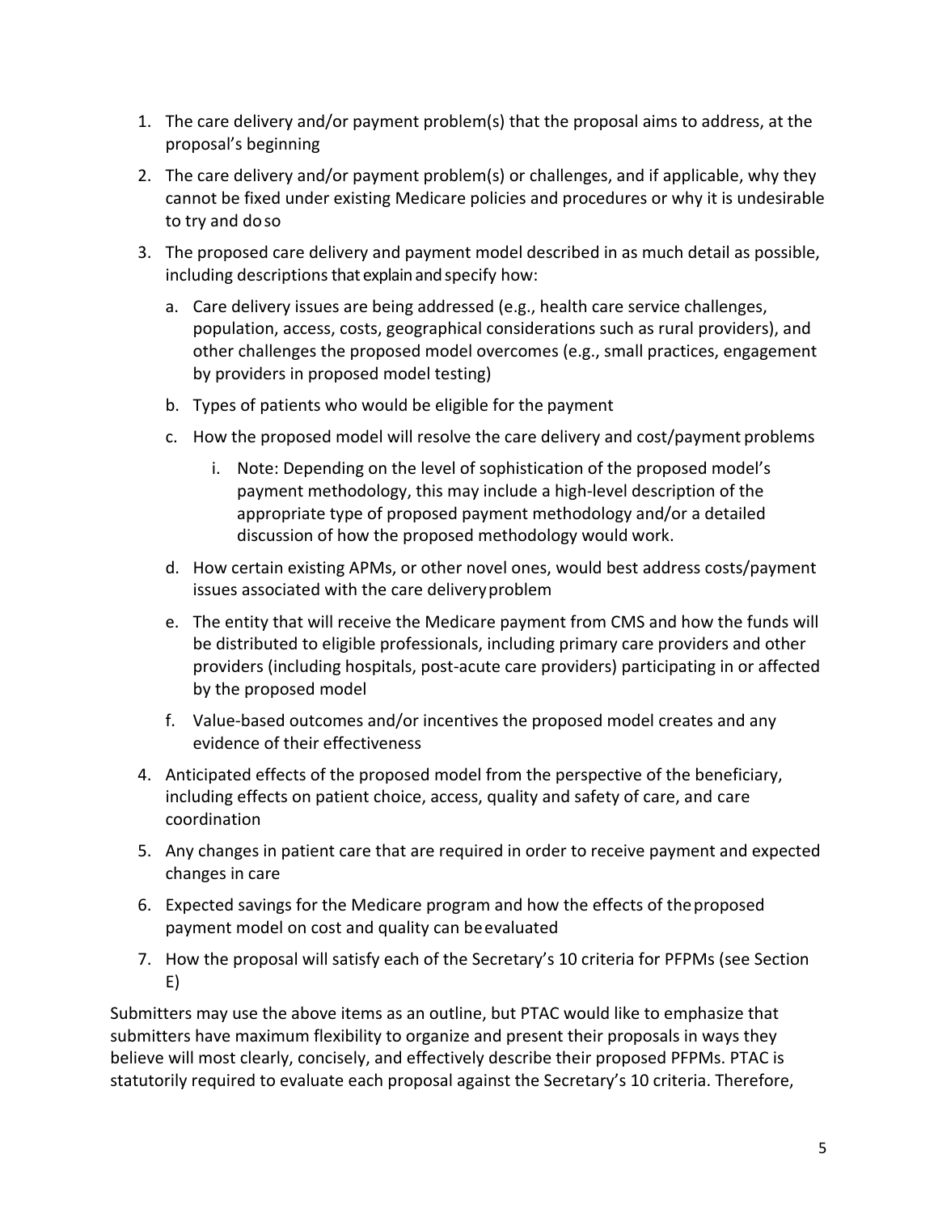1. The care delivery and/or payment problem(s) that the proposal aims to address, at the proposal's beginning
2. The care delivery and/or payment problem(s) or challenges, and if applicable, why they cannot be fixed under existing Medicare policies and procedures or why it is undesirable to try and do so
3. The proposed care delivery and payment model described in as much detail as possible, including descriptions that explain and specify how:
   a. Care delivery issues are being addressed (e.g., health care service challenges, population, access, costs, geographical considerations such as rural providers), and other challenges the proposed model overcomes (e.g., small practices, engagement by providers in proposed model testing)
   b. Types of patients who would be eligible for the payment
   c. How the proposed model will resolve the care delivery and cost/payment problems
      i. Note: Depending on the level of sophistication of the proposed model's payment methodology, this may include a high-level description of the appropriate type of proposed payment methodology and/or a detailed discussion of how the proposed methodology would work.
   d. How certain existing APMs, or other novel ones, would best address costs/payment issues associated with the care delivery problem
   e. The entity that will receive the Medicare payment from CMS and how the funds will be distributed to eligible professionals, including primary care providers and other providers (including hospitals, post-acute care providers) participating in or affected by the proposed model
   f. Value-based outcomes and/or incentives the proposed model creates and any evidence of their effectiveness
4. Anticipated effects of the proposed model from the perspective of the beneficiary, including effects on patient choice, access, quality and safety of care, and care coordination
5. Any changes in patient care that are required in order to receive payment and expected changes in care
6. Expected savings for the Medicare program and how the effects of the proposed payment model on cost and quality can be evaluated
7. How the proposal will satisfy each of the Secretary's 10 criteria for PFPMs (see Section E)

Submitters may use the above items as an outline, but PTAC would like to emphasize that submitters have maximum flexibility to organize and present their proposals in ways they believe will most clearly, concisely, and effectively describe their proposed PFPMs. PTAC is statutorily required to evaluate each proposal against the Secretary's 10 criteria. Therefore,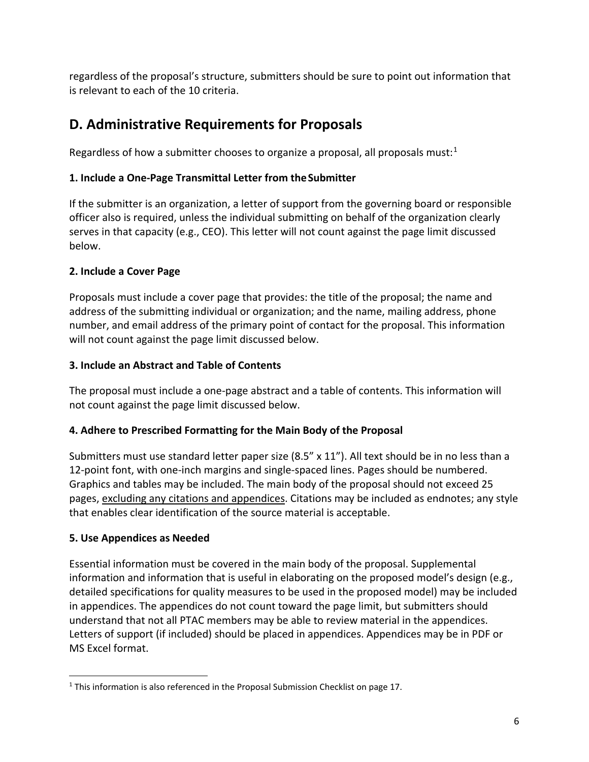regardless of the proposal's structure, submitters should be sure to point out information that is relevant to each of the 10 criteria.

## D. Administrative Requirements for Proposals

Regardless of how a submitter chooses to organize a proposal, all proposals must:[1]

### 1. Include a One-Page Transmittal Letter from the Submitter

If the submitter is an organization, a letter of support from the governing board or responsible officer also is required, unless the individual submitting on behalf of the organization clearly serves in that capacity (e.g., CEO). This letter will not count against the page limit discussed below.

### 2. Include a Cover Page

Proposals must include a cover page that provides: the title of the proposal; the name and address of the submitting individual or organization; and the name, mailing address, phone number, and email address of the primary point of contact for the proposal. This information will not count against the page limit discussed below.

### 3. Include an Abstract and Table of Contents

The proposal must include a one-page abstract and a table of contents. This information will not count against the page limit discussed below.

### 4. Adhere to Prescribed Formatting for the Main Body of the Proposal

Submitters must use standard letter paper size (8.5" x 11"). All text should be in no less than a 12-point font, with one-inch margins and single-spaced lines. Pages should be numbered. Graphics and tables may be included. The main body of the proposal should not exceed 25 pages, <u>excluding any citations and appendices</u>. Citations may be included as endnotes; any style that enables clear identification of the source material is acceptable.

### 5. Use Appendices as Needed

Essential information must be covered in the main body of the proposal. Supplemental information and information that is useful in elaborating on the proposed model's design (e.g., detailed specifications for quality measures to be used in the proposed model) may be included in appendices. The appendices do not count toward the page limit, but submitters should understand that not all PTAC members may be able to review material in the appendices. Letters of support (if included) should be placed in appendices. Appendices may be in PDF or MS Excel format.

---

[1] This information is also referenced in the Proposal Submission Checklist on page 17.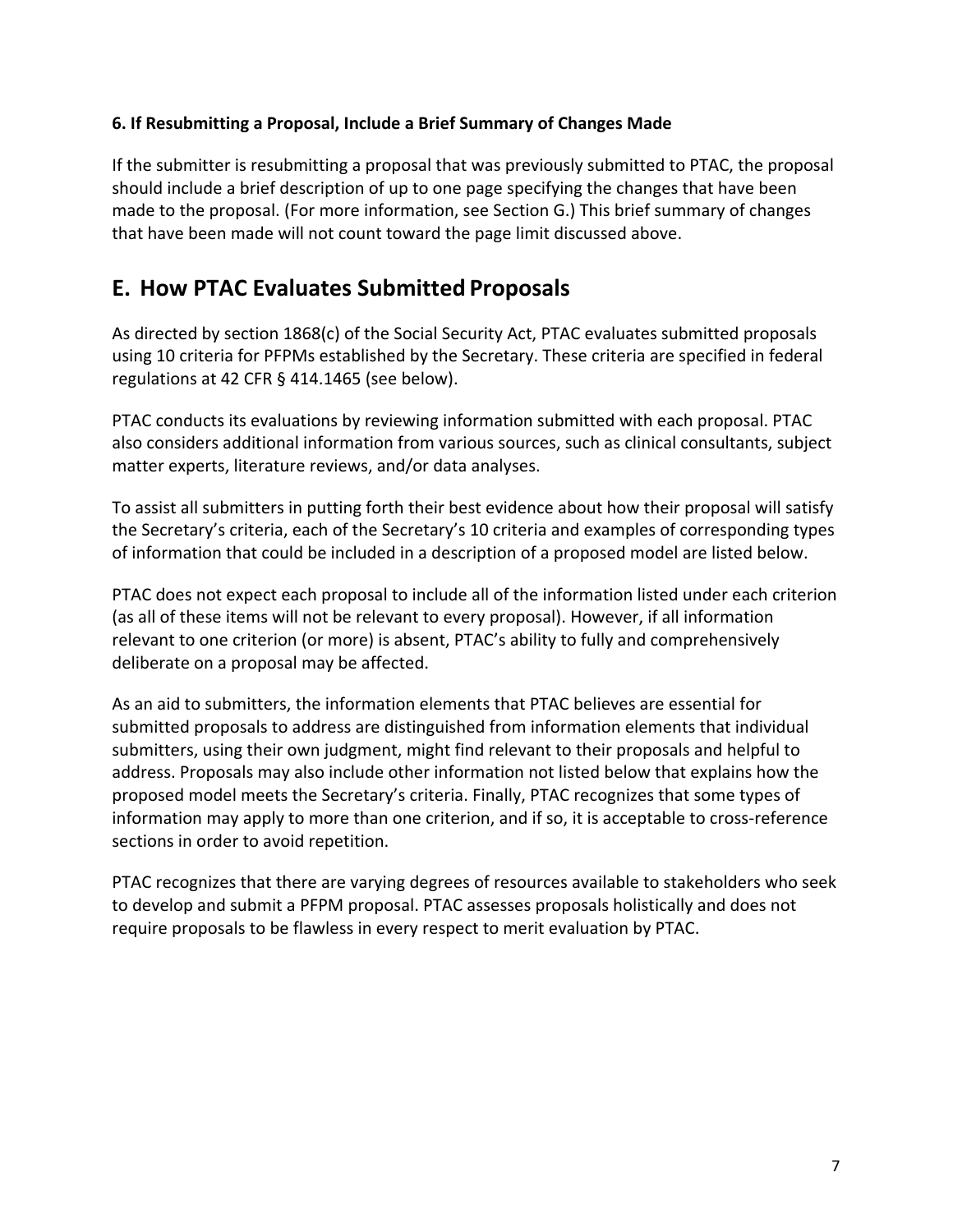#### 6. If Resubmitting a Proposal, Include a Brief Summary of Changes Made

If the submitter is resubmitting a proposal that was previously submitted to PTAC, the proposal should include a brief description of up to one page specifying the changes that have been made to the proposal. (For more information, see Section G.) This brief summary of changes that have been made will not count toward the page limit discussed above.

## E. How PTAC Evaluates Submitted Proposals

As directed by section 1868(c) of the Social Security Act, PTAC evaluates submitted proposals using 10 criteria for PFPMs established by the Secretary. These criteria are specified in federal regulations at 42 CFR § 414.1465 (see below).

PTAC conducts its evaluations by reviewing information submitted with each proposal. PTAC also considers additional information from various sources, such as clinical consultants, subject matter experts, literature reviews, and/or data analyses.

To assist all submitters in putting forth their best evidence about how their proposal will satisfy the Secretary's criteria, each of the Secretary's 10 criteria and examples of corresponding types of information that could be included in a description of a proposed model are listed below.

PTAC does not expect each proposal to include all of the information listed under each criterion (as all of these items will not be relevant to every proposal). However, if all information relevant to one criterion (or more) is absent, PTAC's ability to fully and comprehensively deliberate on a proposal may be affected.

As an aid to submitters, the information elements that PTAC believes are essential for submitted proposals to address are distinguished from information elements that individual submitters, using their own judgment, might find relevant to their proposals and helpful to address. Proposals may also include other information not listed below that explains how the proposed model meets the Secretary's criteria. Finally, PTAC recognizes that some types of information may apply to more than one criterion, and if so, it is acceptable to cross-reference sections in order to avoid repetition.

PTAC recognizes that there are varying degrees of resources available to stakeholders who seek to develop and submit a PFPM proposal. PTAC assesses proposals holistically and does not require proposals to be flawless in every respect to merit evaluation by PTAC.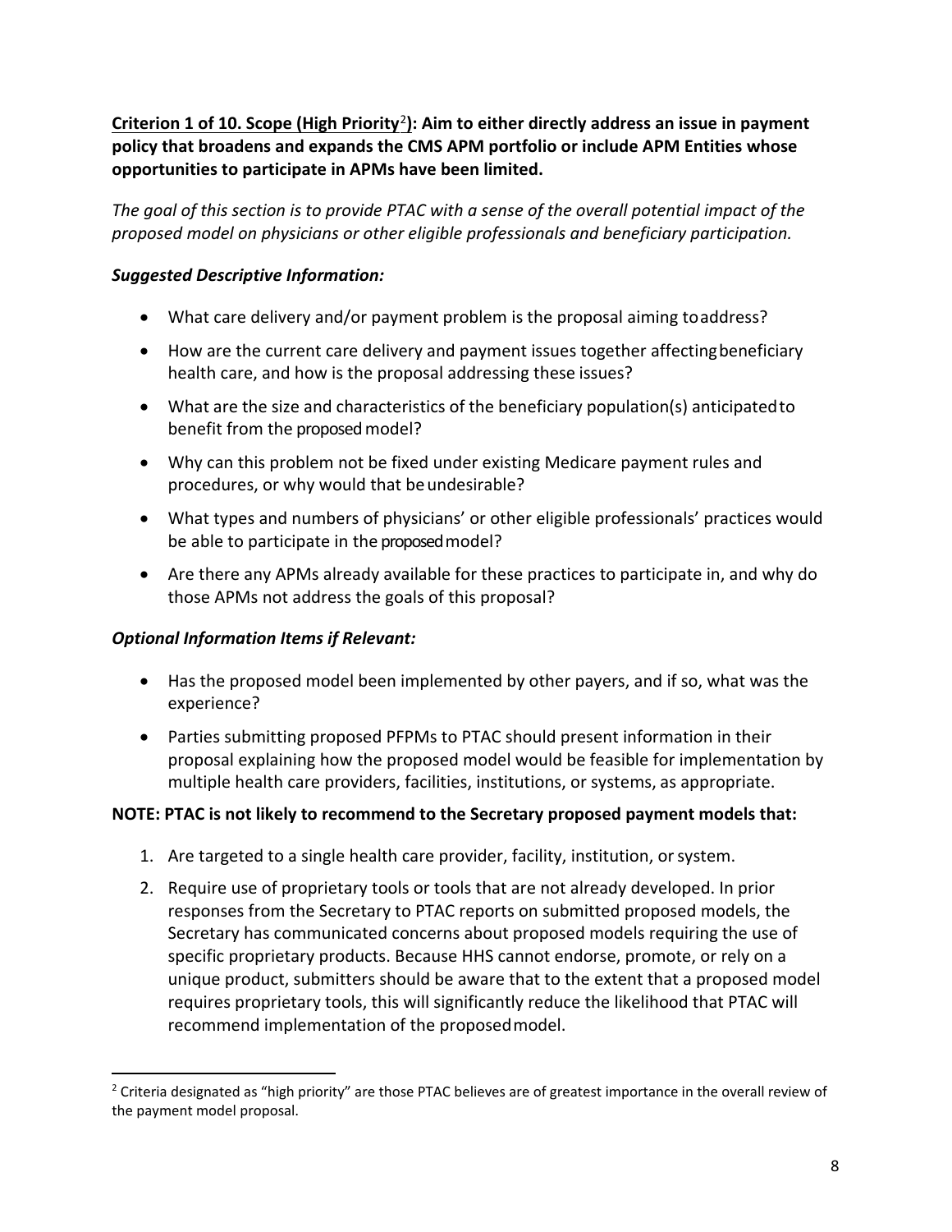**Criterion 1 of 10. Scope (High Priority[2]): Aim to either directly address an issue in payment policy that broadens and expands the CMS APM portfolio or include APM Entities whose opportunities to participate in APMs have been limited.**

*The goal of this section is to provide PTAC with a sense of the overall potential impact of the proposed model on physicians or other eligible professionals and beneficiary participation.*

***Suggested Descriptive Information:***

- What care delivery and/or payment problem is the proposal aiming to address?
- How are the current care delivery and payment issues together affecting beneficiary health care, and how is the proposal addressing these issues?
- What are the size and characteristics of the beneficiary population(s) anticipated to benefit from the proposed model?
- Why can this problem not be fixed under existing Medicare payment rules and procedures, or why would that be undesirable?
- What types and numbers of physicians' or other eligible professionals' practices would be able to participate in the proposed model?
- Are there any APMs already available for these practices to participate in, and why do those APMs not address the goals of this proposal?

***Optional Information Items if Relevant:***

- Has the proposed model been implemented by other payers, and if so, what was the experience?
- Parties submitting proposed PFPMs to PTAC should present information in their proposal explaining how the proposed model would be feasible for implementation by multiple health care providers, facilities, institutions, or systems, as appropriate.

**NOTE: PTAC is not likely to recommend to the Secretary proposed payment models that:**

1. Are targeted to a single health care provider, facility, institution, or system.
2. Require use of proprietary tools or tools that are not already developed. In prior responses from the Secretary to PTAC reports on submitted proposed models, the Secretary has communicated concerns about proposed models requiring the use of specific proprietary products. Because HHS cannot endorse, promote, or rely on a unique product, submitters should be aware that to the extent that a proposed model requires proprietary tools, this will significantly reduce the likelihood that PTAC will recommend implementation of the proposed model.

[2] Criteria designated as "high priority" are those PTAC believes are of greatest importance in the overall review of the payment model proposal.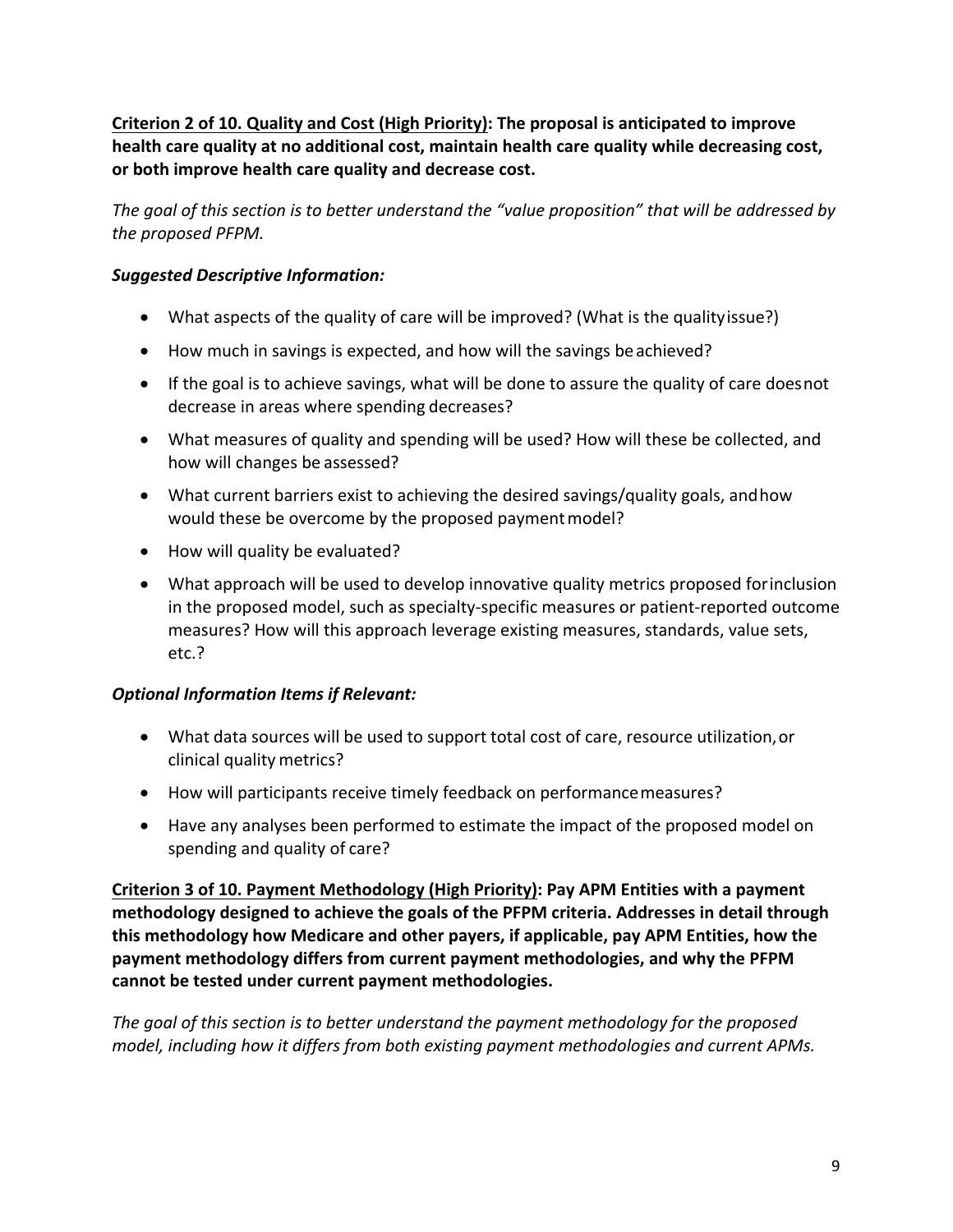**<u>Criterion 2 of 10. Quality and Cost (High Priority)</u>: The proposal is anticipated to improve health care quality at no additional cost, maintain health care quality while decreasing cost, or both improve health care quality and decrease cost.**

*The goal of this section is to better understand the "value proposition" that will be addressed by the proposed PFPM.*

***Suggested Descriptive Information:***

- What aspects of the quality of care will be improved? (What is the quality issue?)
- How much in savings is expected, and how will the savings be achieved?
- If the goal is to achieve savings, what will be done to assure the quality of care does not decrease in areas where spending decreases?
- What measures of quality and spending will be used? How will these be collected, and how will changes be assessed?
- What current barriers exist to achieving the desired savings/quality goals, and how would these be overcome by the proposed payment model?
- How will quality be evaluated?
- What approach will be used to develop innovative quality metrics proposed for inclusion in the proposed model, such as specialty-specific measures or patient-reported outcome measures? How will this approach leverage existing measures, standards, value sets, etc.?

***Optional Information Items if Relevant:***

- What data sources will be used to support total cost of care, resource utilization, or clinical quality metrics?
- How will participants receive timely feedback on performance measures?
- Have any analyses been performed to estimate the impact of the proposed model on spending and quality of care?

**<u>Criterion 3 of 10. Payment Methodology (High Priority)</u>: Pay APM Entities with a payment methodology designed to achieve the goals of the PFPM criteria. Addresses in detail through this methodology how Medicare and other payers, if applicable, pay APM Entities, how the payment methodology differs from current payment methodologies, and why the PFPM cannot be tested under current payment methodologies.**

*The goal of this section is to better understand the payment methodology for the proposed model, including how it differs from both existing payment methodologies and current APMs.*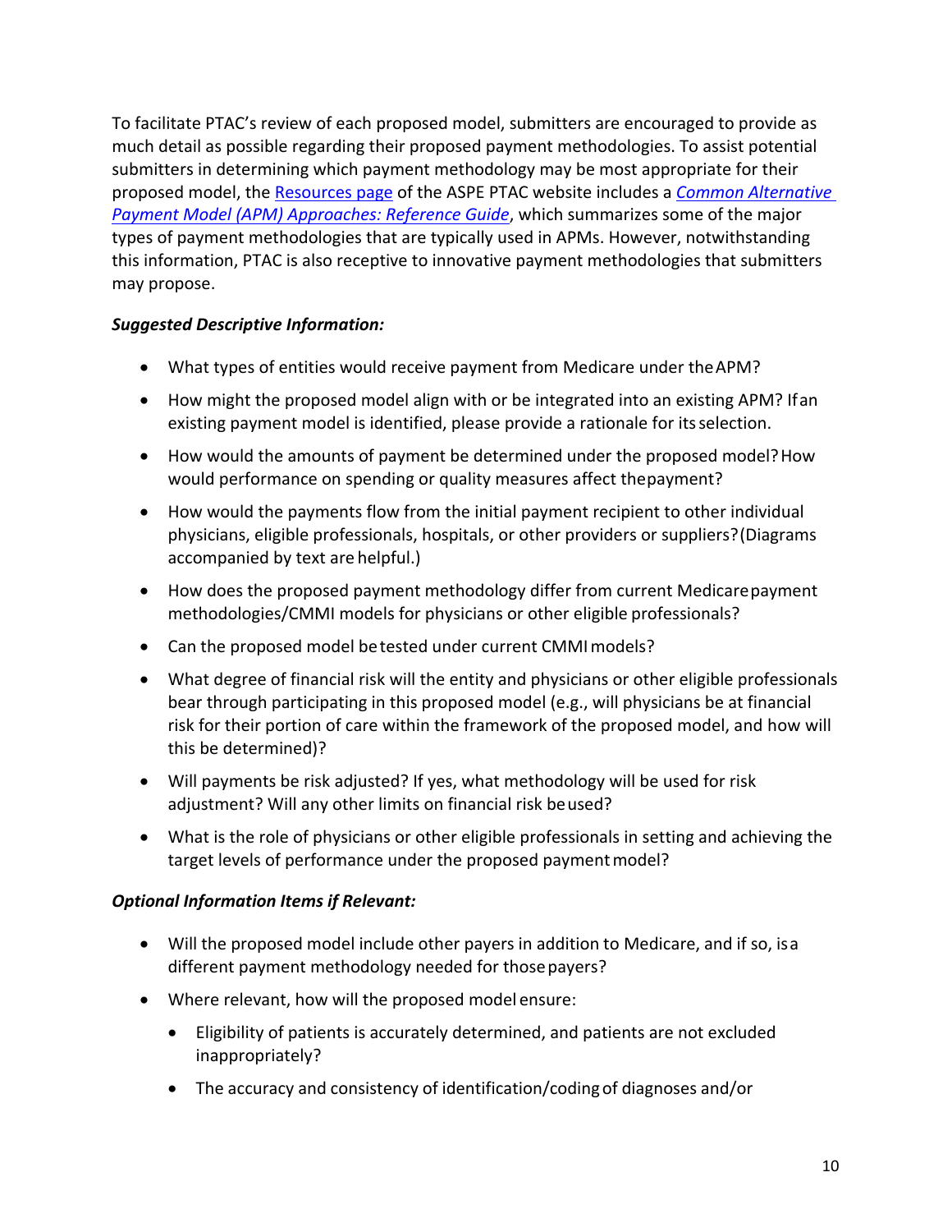To facilitate PTAC's review of each proposed model, submitters are encouraged to provide as much detail as possible regarding their proposed payment methodologies. To assist potential submitters in determining which payment methodology may be most appropriate for their proposed model, the [Resources page](#) of the ASPE PTAC website includes a *[Common Alternative Payment Model (APM) Approaches: Reference Guide](#)*, which summarizes some of the major types of payment methodologies that are typically used in APMs. However, notwithstanding this information, PTAC is also receptive to innovative payment methodologies that submitters may propose.

***Suggested Descriptive Information:***

- What types of entities would receive payment from Medicare under the APM?
- How might the proposed model align with or be integrated into an existing APM? If an existing payment model is identified, please provide a rationale for its selection.
- How would the amounts of payment be determined under the proposed model? How would performance on spending or quality measures affect the payment?
- How would the payments flow from the initial payment recipient to other individual physicians, eligible professionals, hospitals, or other providers or suppliers? (Diagrams accompanied by text are helpful.)
- How does the proposed payment methodology differ from current Medicare payment methodologies/CMMI models for physicians or other eligible professionals?
- Can the proposed model be tested under current CMMI models?
- What degree of financial risk will the entity and physicians or other eligible professionals bear through participating in this proposed model (e.g., will physicians be at financial risk for their portion of care within the framework of the proposed model, and how will this be determined)?
- Will payments be risk adjusted? If yes, what methodology will be used for risk adjustment? Will any other limits on financial risk be used?
- What is the role of physicians or other eligible professionals in setting and achieving the target levels of performance under the proposed payment model?

***Optional Information Items if Relevant:***

- Will the proposed model include other payers in addition to Medicare, and if so, is a different payment methodology needed for those payers?
- Where relevant, how will the proposed model ensure:
  - Eligibility of patients is accurately determined, and patients are not excluded inappropriately?
  - The accuracy and consistency of identification/coding of diagnoses and/or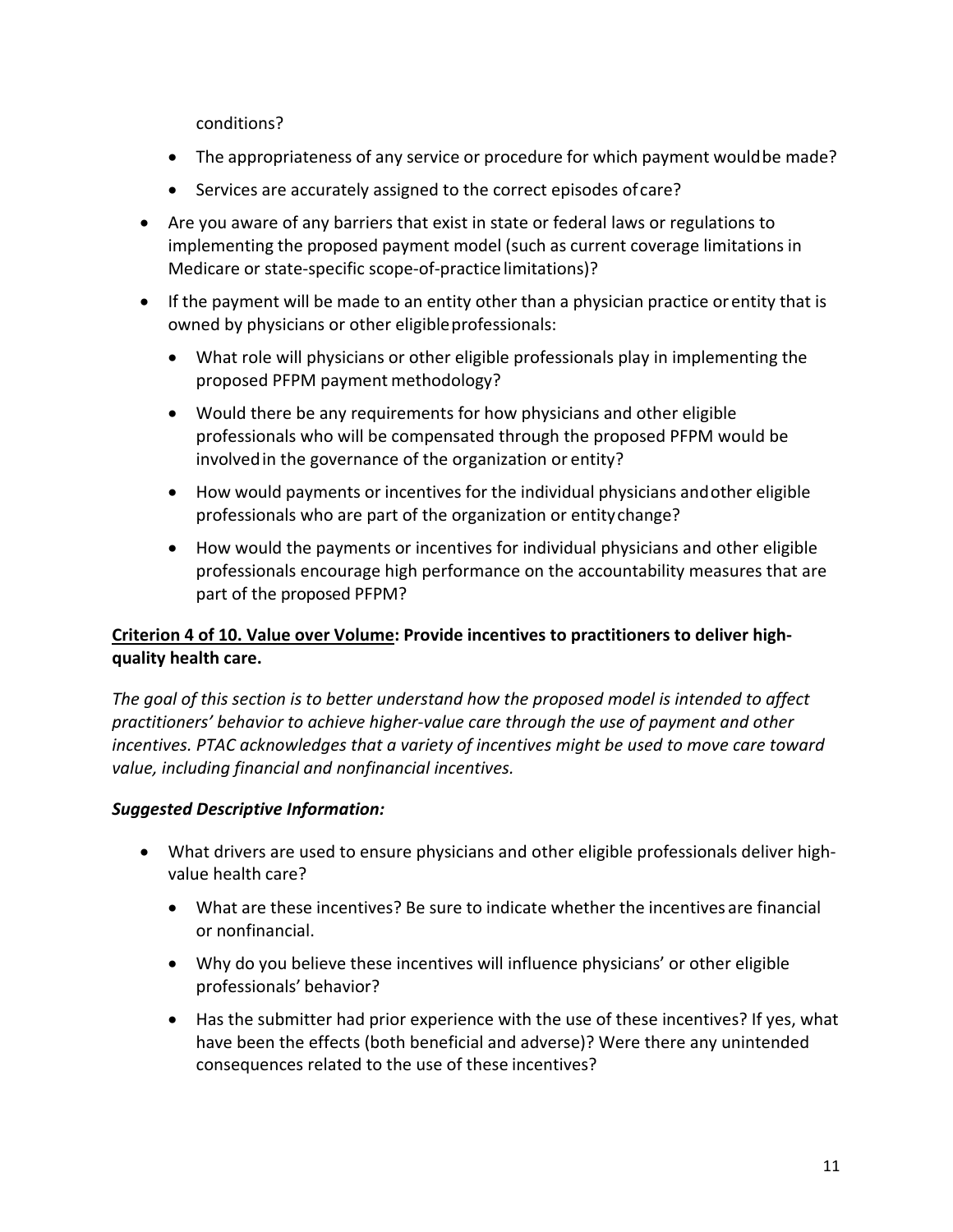conditions?

    - The appropriateness of any service or procedure for which payment would be made?
    - Services are accurately assigned to the correct episodes of care?
- Are you aware of any barriers that exist in state or federal laws or regulations to implementing the proposed payment model (such as current coverage limitations in Medicare or state-specific scope-of-practice limitations)?
- If the payment will be made to an entity other than a physician practice or entity that is owned by physicians or other eligible professionals:
    - What role will physicians or other eligible professionals play in implementing the proposed PFPM payment methodology?
    - Would there be any requirements for how physicians and other eligible professionals who will be compensated through the proposed PFPM would be involved in the governance of the organization or entity?
    - How would payments or incentives for the individual physicians and other eligible professionals who are part of the organization or entity change?
    - How would the payments or incentives for individual physicians and other eligible professionals encourage high performance on the accountability measures that are part of the proposed PFPM?

**<u>Criterion 4 of 10. Value over Volume</u>: Provide incentives to practitioners to deliver high-quality health care.**

*The goal of this section is to better understand how the proposed model is intended to affect practitioners' behavior to achieve higher-value care through the use of payment and other incentives. PTAC acknowledges that a variety of incentives might be used to move care toward value, including financial and nonfinancial incentives.*

***Suggested Descriptive Information:***

- What drivers are used to ensure physicians and other eligible professionals deliver high-value health care?
    - What are these incentives? Be sure to indicate whether the incentives are financial or nonfinancial.
    - Why do you believe these incentives will influence physicians' or other eligible professionals' behavior?
    - Has the submitter had prior experience with the use of these incentives? If yes, what have been the effects (both beneficial and adverse)? Were there any unintended consequences related to the use of these incentives?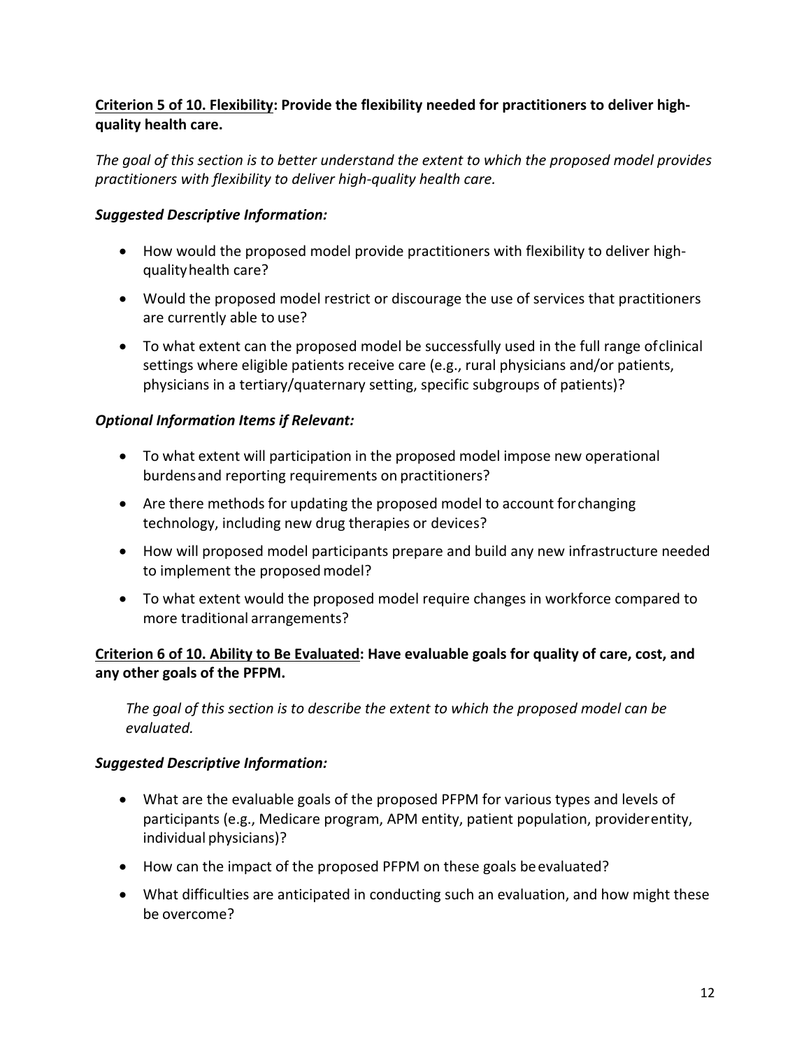**<u>Criterion 5 of 10. Flexibility</u>: Provide the flexibility needed for practitioners to deliver high-quality health care.**

*The goal of this section is to better understand the extent to which the proposed model provides practitioners with flexibility to deliver high-quality health care.*

***Suggested Descriptive Information:***

- How would the proposed model provide practitioners with flexibility to deliver high-quality health care?
- Would the proposed model restrict or discourage the use of services that practitioners are currently able to use?
- To what extent can the proposed model be successfully used in the full range of clinical settings where eligible patients receive care (e.g., rural physicians and/or patients, physicians in a tertiary/quaternary setting, specific subgroups of patients)?

***Optional Information Items if Relevant:***

- To what extent will participation in the proposed model impose new operational burdens and reporting requirements on practitioners?
- Are there methods for updating the proposed model to account for changing technology, including new drug therapies or devices?
- How will proposed model participants prepare and build any new infrastructure needed to implement the proposed model?
- To what extent would the proposed model require changes in workforce compared to more traditional arrangements?

**<u>Criterion 6 of 10. Ability to Be Evaluated</u>: Have evaluable goals for quality of care, cost, and any other goals of the PFPM.**

*The goal of this section is to describe the extent to which the proposed model can be evaluated.*

***Suggested Descriptive Information:***

- What are the evaluable goals of the proposed PFPM for various types and levels of participants (e.g., Medicare program, APM entity, patient population, provider entity, individual physicians)?
- How can the impact of the proposed PFPM on these goals be evaluated?
- What difficulties are anticipated in conducting such an evaluation, and how might these be overcome?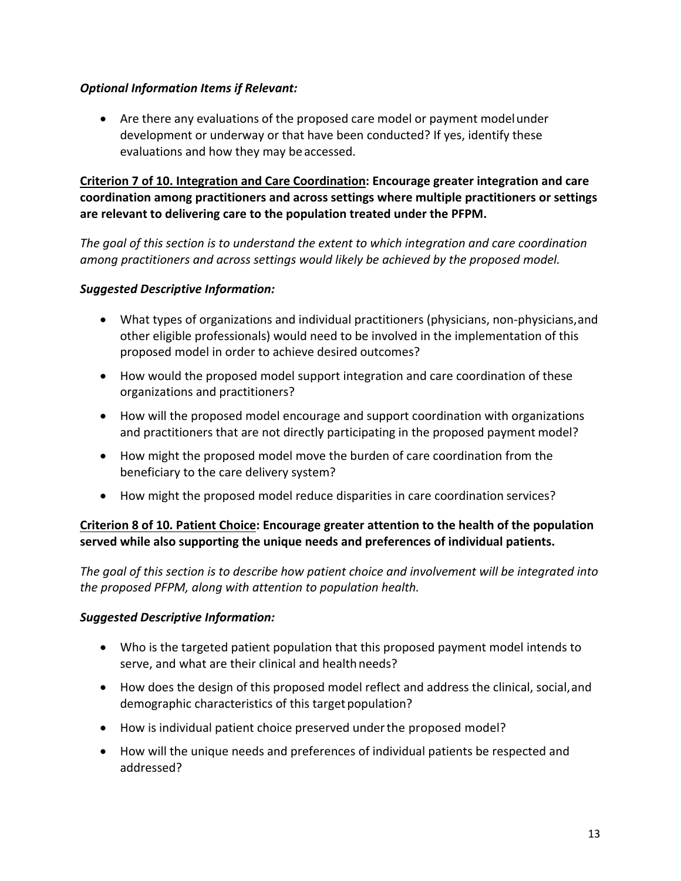***Optional Information Items if Relevant:***

- Are there any evaluations of the proposed care model or payment model under development or underway or that have been conducted? If yes, identify these evaluations and how they may be accessed.

**<u>Criterion 7 of 10. Integration and Care Coordination</u>: Encourage greater integration and care coordination among practitioners and across settings where multiple practitioners or settings are relevant to delivering care to the population treated under the PFPM.**

*The goal of this section is to understand the extent to which integration and care coordination among practitioners and across settings would likely be achieved by the proposed model.*

***Suggested Descriptive Information:***

- What types of organizations and individual practitioners (physicians, non-physicians, and other eligible professionals) would need to be involved in the implementation of this proposed model in order to achieve desired outcomes?
- How would the proposed model support integration and care coordination of these organizations and practitioners?
- How will the proposed model encourage and support coordination with organizations and practitioners that are not directly participating in the proposed payment model?
- How might the proposed model move the burden of care coordination from the beneficiary to the care delivery system?
- How might the proposed model reduce disparities in care coordination services?

**<u>Criterion 8 of 10. Patient Choice</u>: Encourage greater attention to the health of the population served while also supporting the unique needs and preferences of individual patients.**

*The goal of this section is to describe how patient choice and involvement will be integrated into the proposed PFPM, along with attention to population health.*

***Suggested Descriptive Information:***

- Who is the targeted patient population that this proposed payment model intends to serve, and what are their clinical and health needs?
- How does the design of this proposed model reflect and address the clinical, social, and demographic characteristics of this target population?
- How is individual patient choice preserved under the proposed model?
- How will the unique needs and preferences of individual patients be respected and addressed?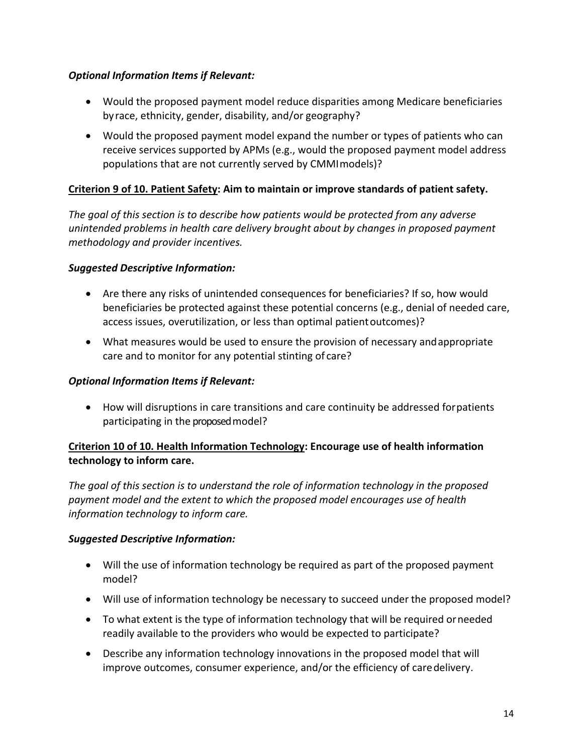***Optional Information Items if Relevant:***

- Would the proposed payment model reduce disparities among Medicare beneficiaries by race, ethnicity, gender, disability, and/or geography?
- Would the proposed payment model expand the number or types of patients who can receive services supported by APMs (e.g., would the proposed payment model address populations that are not currently served by CMMI models)?

**<u>Criterion 9 of 10. Patient Safety</u>: Aim to maintain or improve standards of patient safety.**

*The goal of this section is to describe how patients would be protected from any adverse unintended problems in health care delivery brought about by changes in proposed payment methodology and provider incentives.*

***Suggested Descriptive Information:***

- Are there any risks of unintended consequences for beneficiaries? If so, how would beneficiaries be protected against these potential concerns (e.g., denial of needed care, access issues, overutilization, or less than optimal patient outcomes)?
- What measures would be used to ensure the provision of necessary and appropriate care and to monitor for any potential stinting of care?

***Optional Information Items if Relevant:***

- How will disruptions in care transitions and care continuity be addressed for patients participating in the proposed model?

**<u>Criterion 10 of 10. Health Information Technology</u>: Encourage use of health information technology to inform care.**

*The goal of this section is to understand the role of information technology in the proposed payment model and the extent to which the proposed model encourages use of health information technology to inform care.*

***Suggested Descriptive Information:***

- Will the use of information technology be required as part of the proposed payment model?
- Will use of information technology be necessary to succeed under the proposed model?
- To what extent is the type of information technology that will be required or needed readily available to the providers who would be expected to participate?
- Describe any information technology innovations in the proposed model that will improve outcomes, consumer experience, and/or the efficiency of care delivery.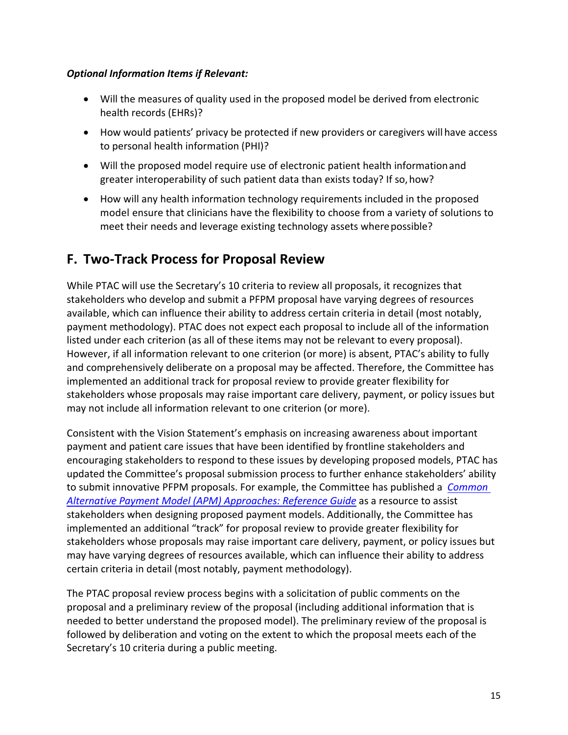***Optional Information Items if Relevant:***

- Will the measures of quality used in the proposed model be derived from electronic health records (EHRs)?
- How would patients' privacy be protected if new providers or caregivers will have access to personal health information (PHI)?
- Will the proposed model require use of electronic patient health information and greater interoperability of such patient data than exists today? If so, how?
- How will any health information technology requirements included in the proposed model ensure that clinicians have the flexibility to choose from a variety of solutions to meet their needs and leverage existing technology assets where possible?

## F. Two-Track Process for Proposal Review

While PTAC will use the Secretary's 10 criteria to review all proposals, it recognizes that stakeholders who develop and submit a PFPM proposal have varying degrees of resources available, which can influence their ability to address certain criteria in detail (most notably, payment methodology). PTAC does not expect each proposal to include all of the information listed under each criterion (as all of these items may not be relevant to every proposal). However, if all information relevant to one criterion (or more) is absent, PTAC's ability to fully and comprehensively deliberate on a proposal may be affected. Therefore, the Committee has implemented an additional track for proposal review to provide greater flexibility for stakeholders whose proposals may raise important care delivery, payment, or policy issues but may not include all information relevant to one criterion (or more).

Consistent with the Vision Statement's emphasis on increasing awareness about important payment and patient care issues that have been identified by frontline stakeholders and encouraging stakeholders to respond to these issues by developing proposed models, PTAC has updated the Committee's proposal submission process to further enhance stakeholders' ability to submit innovative PFPM proposals. For example, the Committee has published a *Common Alternative Payment Model (APM) Approaches: Reference Guide* as a resource to assist stakeholders when designing proposed payment models. Additionally, the Committee has implemented an additional "track" for proposal review to provide greater flexibility for stakeholders whose proposals may raise important care delivery, payment, or policy issues but may have varying degrees of resources available, which can influence their ability to address certain criteria in detail (most notably, payment methodology).

The PTAC proposal review process begins with a solicitation of public comments on the proposal and a preliminary review of the proposal (including additional information that is needed to better understand the proposed model). The preliminary review of the proposal is followed by deliberation and voting on the extent to which the proposal meets each of the Secretary's 10 criteria during a public meeting.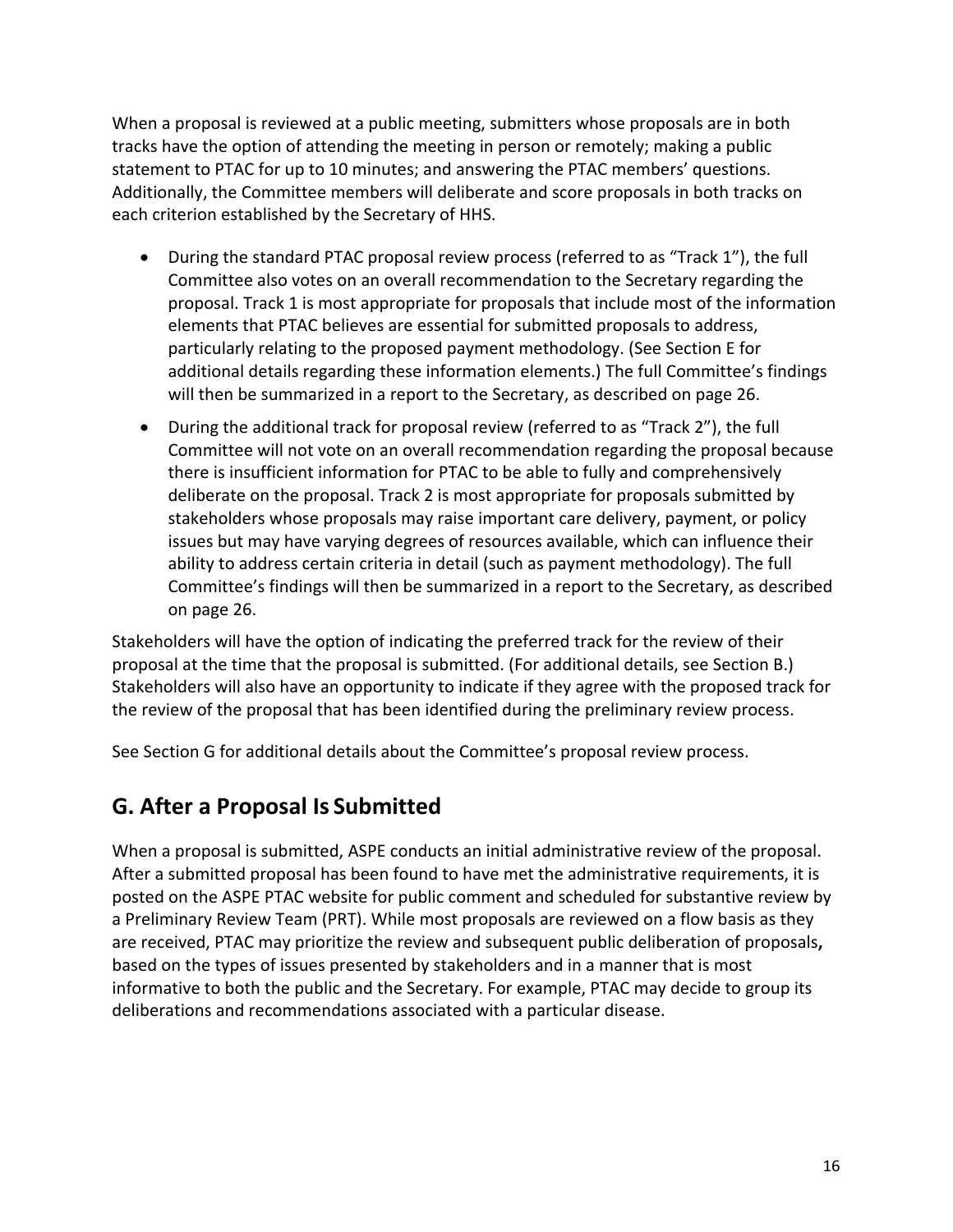When a proposal is reviewed at a public meeting, submitters whose proposals are in both tracks have the option of attending the meeting in person or remotely; making a public statement to PTAC for up to 10 minutes; and answering the PTAC members' questions. Additionally, the Committee members will deliberate and score proposals in both tracks on each criterion established by the Secretary of HHS.

- During the standard PTAC proposal review process (referred to as "Track 1"), the full Committee also votes on an overall recommendation to the Secretary regarding the proposal. Track 1 is most appropriate for proposals that include most of the information elements that PTAC believes are essential for submitted proposals to address, particularly relating to the proposed payment methodology. (See Section E for additional details regarding these information elements.) The full Committee's findings will then be summarized in a report to the Secretary, as described on page 26.
- During the additional track for proposal review (referred to as "Track 2"), the full Committee will not vote on an overall recommendation regarding the proposal because there is insufficient information for PTAC to be able to fully and comprehensively deliberate on the proposal. Track 2 is most appropriate for proposals submitted by stakeholders whose proposals may raise important care delivery, payment, or policy issues but may have varying degrees of resources available, which can influence their ability to address certain criteria in detail (such as payment methodology). The full Committee's findings will then be summarized in a report to the Secretary, as described on page 26.

Stakeholders will have the option of indicating the preferred track for the review of their proposal at the time that the proposal is submitted. (For additional details, see Section B.) Stakeholders will also have an opportunity to indicate if they agree with the proposed track for the review of the proposal that has been identified during the preliminary review process.

See Section G for additional details about the Committee's proposal review process.

## G. After a Proposal Is Submitted

When a proposal is submitted, ASPE conducts an initial administrative review of the proposal. After a submitted proposal has been found to have met the administrative requirements, it is posted on the ASPE PTAC website for public comment and scheduled for substantive review by a Preliminary Review Team (PRT). While most proposals are reviewed on a flow basis as they are received, PTAC may prioritize the review and subsequent public deliberation of proposals**,** based on the types of issues presented by stakeholders and in a manner that is most informative to both the public and the Secretary. For example, PTAC may decide to group its deliberations and recommendations associated with a particular disease.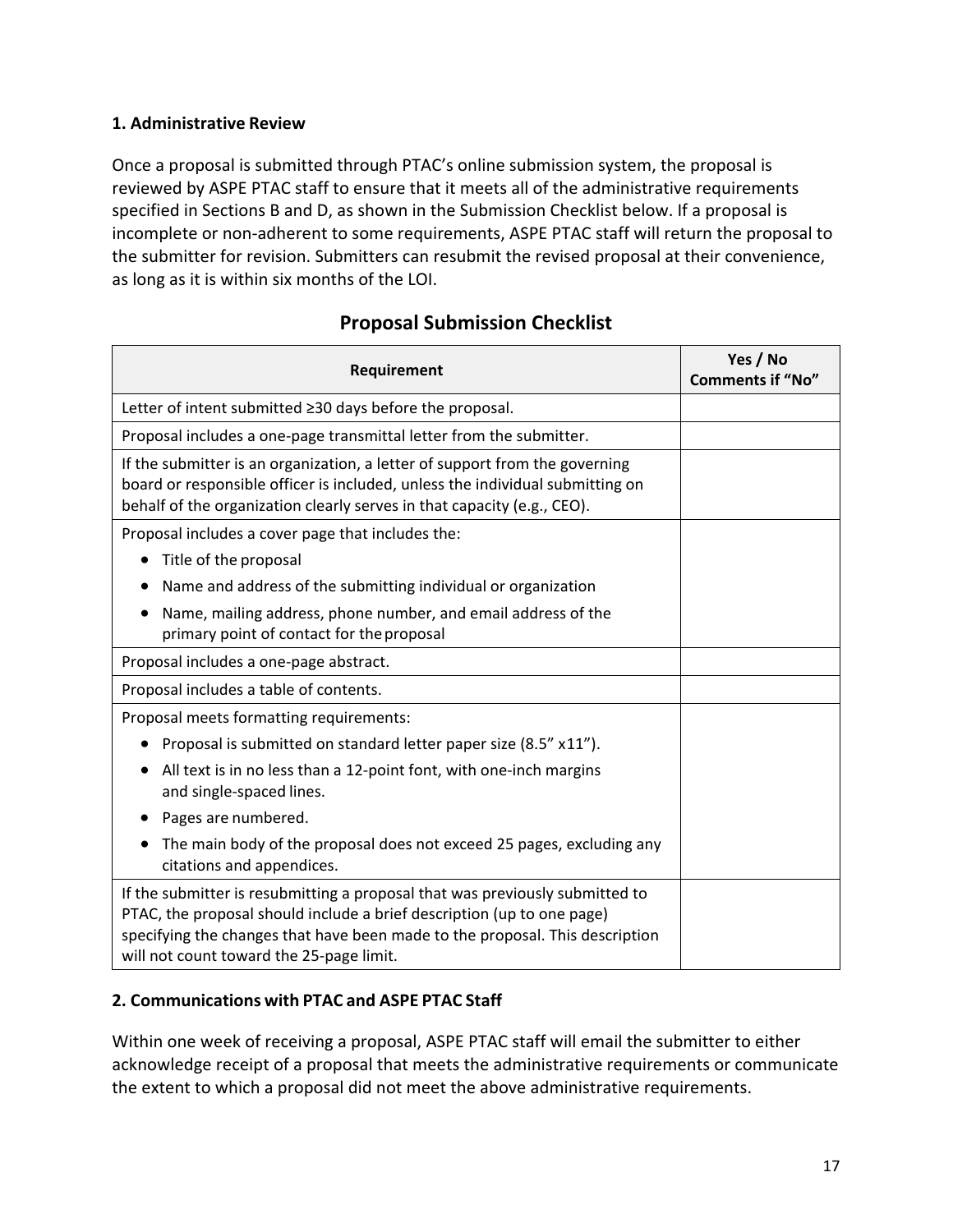### 1. Administrative Review

Once a proposal is submitted through PTAC's online submission system, the proposal is reviewed by ASPE PTAC staff to ensure that it meets all of the administrative requirements specified in Sections B and D, as shown in the Submission Checklist below. If a proposal is incomplete or non-adherent to some requirements, ASPE PTAC staff will return the proposal to the submitter for revision. Submitters can resubmit the revised proposal at their convenience, as long as it is within six months of the LOI.

## Proposal Submission Checklist

| Requirement | Yes / No<br>Comments if "No" |
|---|---|
| Letter of intent submitted ≥30 days before the proposal. | |
| Proposal includes a one-page transmittal letter from the submitter. | |
| If the submitter is an organization, a letter of support from the governing board or responsible officer is included, unless the individual submitting on behalf of the organization clearly serves in that capacity (e.g., CEO). | |
| Proposal includes a cover page that includes the:<br>• Title of the proposal<br>• Name and address of the submitting individual or organization<br>• Name, mailing address, phone number, and email address of the primary point of contact for the proposal | |
| Proposal includes a one-page abstract. | |
| Proposal includes a table of contents. | |
| Proposal meets formatting requirements:<br>• Proposal is submitted on standard letter paper size (8.5" x11").<br>• All text is in no less than a 12-point font, with one-inch margins and single-spaced lines.<br>• Pages are numbered.<br>• The main body of the proposal does not exceed 25 pages, excluding any citations and appendices. | |
| If the submitter is resubmitting a proposal that was previously submitted to PTAC, the proposal should include a brief description (up to one page) specifying the changes that have been made to the proposal. This description will not count toward the 25-page limit. | |

### 2. Communications with PTAC and ASPE PTAC Staff

Within one week of receiving a proposal, ASPE PTAC staff will email the submitter to either acknowledge receipt of a proposal that meets the administrative requirements or communicate the extent to which a proposal did not meet the above administrative requirements.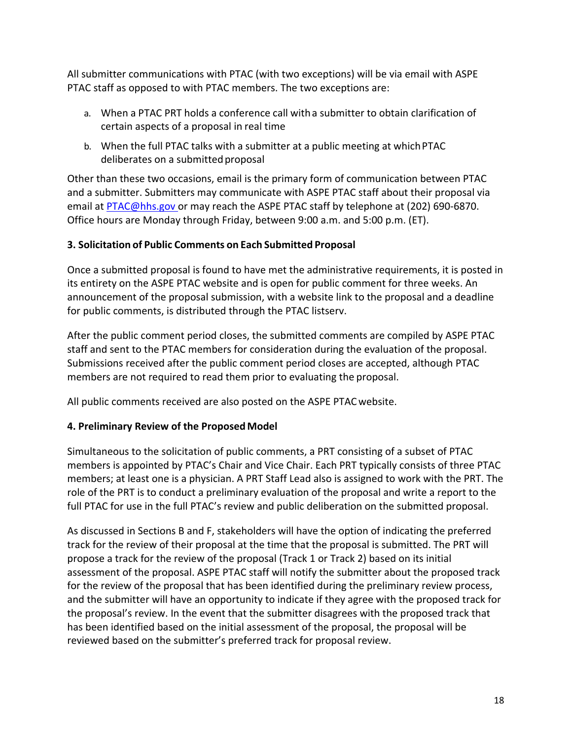All submitter communications with PTAC (with two exceptions) will be via email with ASPE PTAC staff as opposed to with PTAC members. The two exceptions are:

a. When a PTAC PRT holds a conference call with a submitter to obtain clarification of certain aspects of a proposal in real time
b. When the full PTAC talks with a submitter at a public meeting at which PTAC deliberates on a submitted proposal

Other than these two occasions, email is the primary form of communication between PTAC and a submitter. Submitters may communicate with ASPE PTAC staff about their proposal via email at PTAC@hhs.gov or may reach the ASPE PTAC staff by telephone at (202) 690-6870. Office hours are Monday through Friday, between 9:00 a.m. and 5:00 p.m. (ET).

**3. Solicitation of Public Comments on Each Submitted Proposal**

Once a submitted proposal is found to have met the administrative requirements, it is posted in its entirety on the ASPE PTAC website and is open for public comment for three weeks. An announcement of the proposal submission, with a website link to the proposal and a deadline for public comments, is distributed through the PTAC listserv.

After the public comment period closes, the submitted comments are compiled by ASPE PTAC staff and sent to the PTAC members for consideration during the evaluation of the proposal. Submissions received after the public comment period closes are accepted, although PTAC members are not required to read them prior to evaluating the proposal.

All public comments received are also posted on the ASPE PTAC website.

**4. Preliminary Review of the Proposed Model**

Simultaneous to the solicitation of public comments, a PRT consisting of a subset of PTAC members is appointed by PTAC's Chair and Vice Chair. Each PRT typically consists of three PTAC members; at least one is a physician. A PRT Staff Lead also is assigned to work with the PRT. The role of the PRT is to conduct a preliminary evaluation of the proposal and write a report to the full PTAC for use in the full PTAC's review and public deliberation on the submitted proposal.

As discussed in Sections B and F, stakeholders will have the option of indicating the preferred track for the review of their proposal at the time that the proposal is submitted. The PRT will propose a track for the review of the proposal (Track 1 or Track 2) based on its initial assessment of the proposal. ASPE PTAC staff will notify the submitter about the proposed track for the review of the proposal that has been identified during the preliminary review process, and the submitter will have an opportunity to indicate if they agree with the proposed track for the proposal's review. In the event that the submitter disagrees with the proposed track that has been identified based on the initial assessment of the proposal, the proposal will be reviewed based on the submitter's preferred track for proposal review.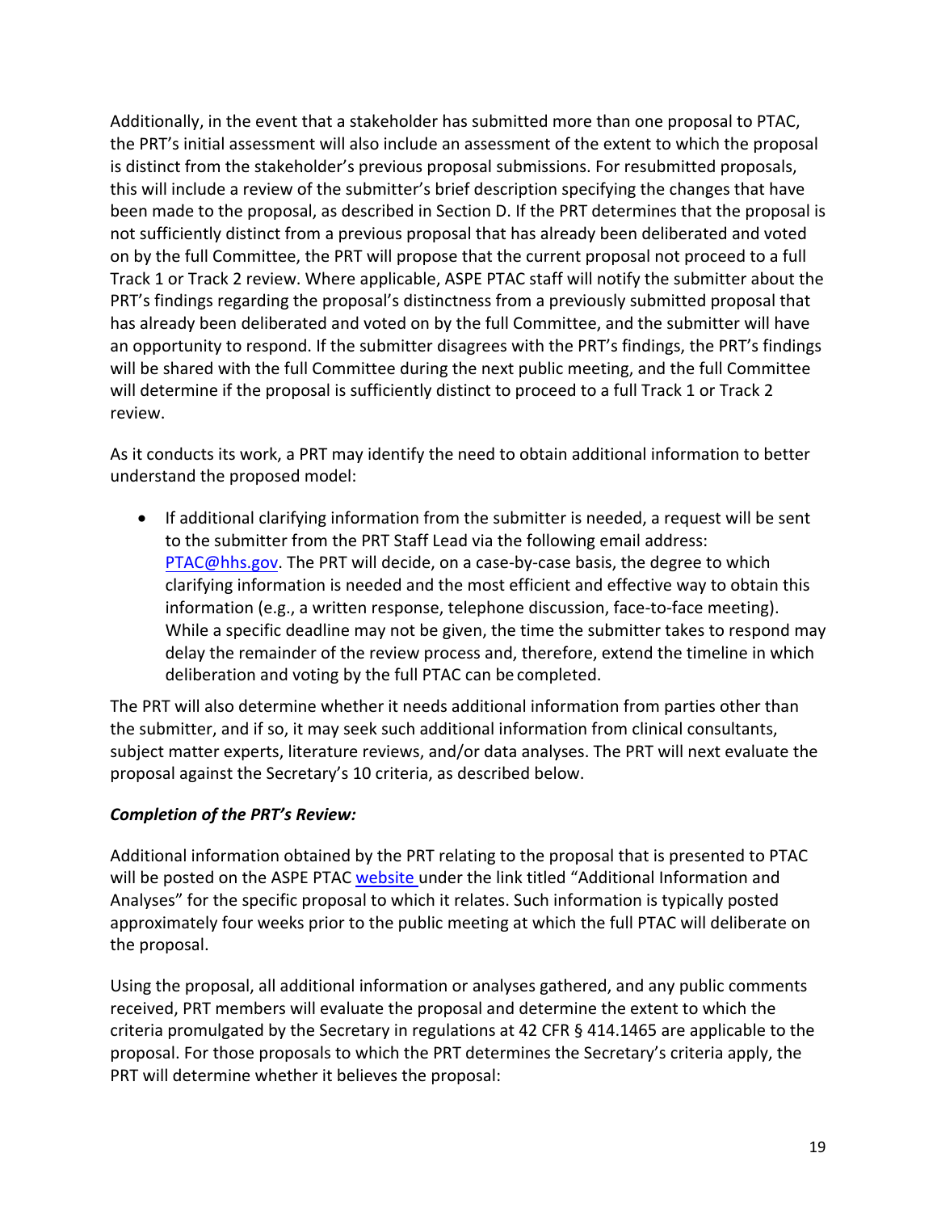Additionally, in the event that a stakeholder has submitted more than one proposal to PTAC, the PRT's initial assessment will also include an assessment of the extent to which the proposal is distinct from the stakeholder's previous proposal submissions. For resubmitted proposals, this will include a review of the submitter's brief description specifying the changes that have been made to the proposal, as described in Section D. If the PRT determines that the proposal is not sufficiently distinct from a previous proposal that has already been deliberated and voted on by the full Committee, the PRT will propose that the current proposal not proceed to a full Track 1 or Track 2 review. Where applicable, ASPE PTAC staff will notify the submitter about the PRT's findings regarding the proposal's distinctness from a previously submitted proposal that has already been deliberated and voted on by the full Committee, and the submitter will have an opportunity to respond. If the submitter disagrees with the PRT's findings, the PRT's findings will be shared with the full Committee during the next public meeting, and the full Committee will determine if the proposal is sufficiently distinct to proceed to a full Track 1 or Track 2 review.

As it conducts its work, a PRT may identify the need to obtain additional information to better understand the proposed model:

- If additional clarifying information from the submitter is needed, a request will be sent to the submitter from the PRT Staff Lead via the following email address: PTAC@hhs.gov. The PRT will decide, on a case-by-case basis, the degree to which clarifying information is needed and the most efficient and effective way to obtain this information (e.g., a written response, telephone discussion, face-to-face meeting). While a specific deadline may not be given, the time the submitter takes to respond may delay the remainder of the review process and, therefore, extend the timeline in which deliberation and voting by the full PTAC can be completed.

The PRT will also determine whether it needs additional information from parties other than the submitter, and if so, it may seek such additional information from clinical consultants, subject matter experts, literature reviews, and/or data analyses. The PRT will next evaluate the proposal against the Secretary's 10 criteria, as described below.

***Completion of the PRT's Review:***

Additional information obtained by the PRT relating to the proposal that is presented to PTAC will be posted on the ASPE PTAC website under the link titled "Additional Information and Analyses" for the specific proposal to which it relates. Such information is typically posted approximately four weeks prior to the public meeting at which the full PTAC will deliberate on the proposal.

Using the proposal, all additional information or analyses gathered, and any public comments received, PRT members will evaluate the proposal and determine the extent to which the criteria promulgated by the Secretary in regulations at 42 CFR § 414.1465 are applicable to the proposal. For those proposals to which the PRT determines the Secretary's criteria apply, the PRT will determine whether it believes the proposal: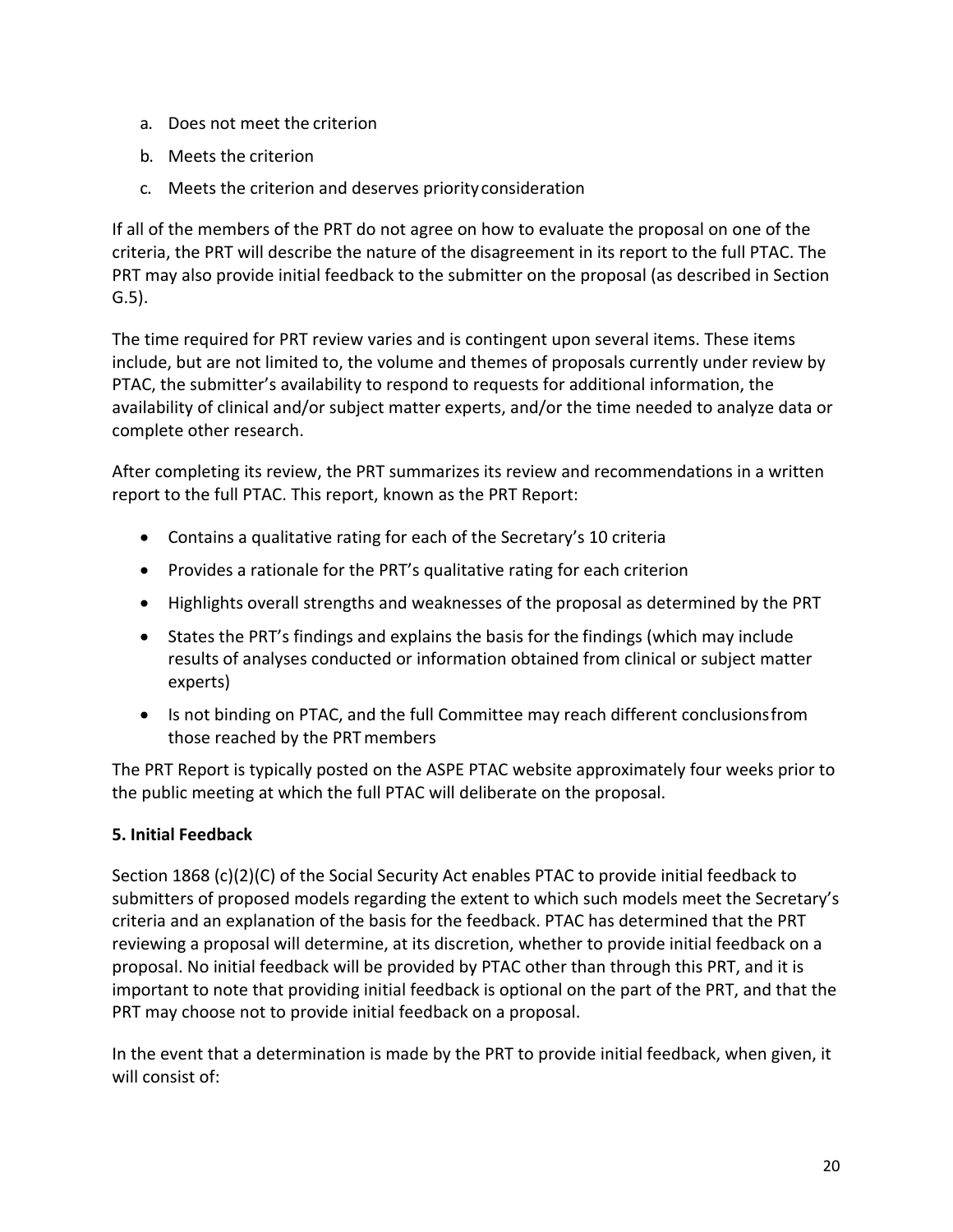a. Does not meet the criterion
b. Meets the criterion
c. Meets the criterion and deserves priority consideration

If all of the members of the PRT do not agree on how to evaluate the proposal on one of the criteria, the PRT will describe the nature of the disagreement in its report to the full PTAC. The PRT may also provide initial feedback to the submitter on the proposal (as described in Section G.5).

The time required for PRT review varies and is contingent upon several items. These items include, but are not limited to, the volume and themes of proposals currently under review by PTAC, the submitter's availability to respond to requests for additional information, the availability of clinical and/or subject matter experts, and/or the time needed to analyze data or complete other research.

After completing its review, the PRT summarizes its review and recommendations in a written report to the full PTAC. This report, known as the PRT Report:

- Contains a qualitative rating for each of the Secretary's 10 criteria
- Provides a rationale for the PRT's qualitative rating for each criterion
- Highlights overall strengths and weaknesses of the proposal as determined by the PRT
- States the PRT's findings and explains the basis for the findings (which may include results of analyses conducted or information obtained from clinical or subject matter experts)
- Is not binding on PTAC, and the full Committee may reach different conclusions from those reached by the PRT members

The PRT Report is typically posted on the ASPE PTAC website approximately four weeks prior to the public meeting at which the full PTAC will deliberate on the proposal.

**5. Initial Feedback**

Section 1868 (c)(2)(C) of the Social Security Act enables PTAC to provide initial feedback to submitters of proposed models regarding the extent to which such models meet the Secretary's criteria and an explanation of the basis for the feedback. PTAC has determined that the PRT reviewing a proposal will determine, at its discretion, whether to provide initial feedback on a proposal. No initial feedback will be provided by PTAC other than through this PRT, and it is important to note that providing initial feedback is optional on the part of the PRT, and that the PRT may choose not to provide initial feedback on a proposal.

In the event that a determination is made by the PRT to provide initial feedback, when given, it will consist of: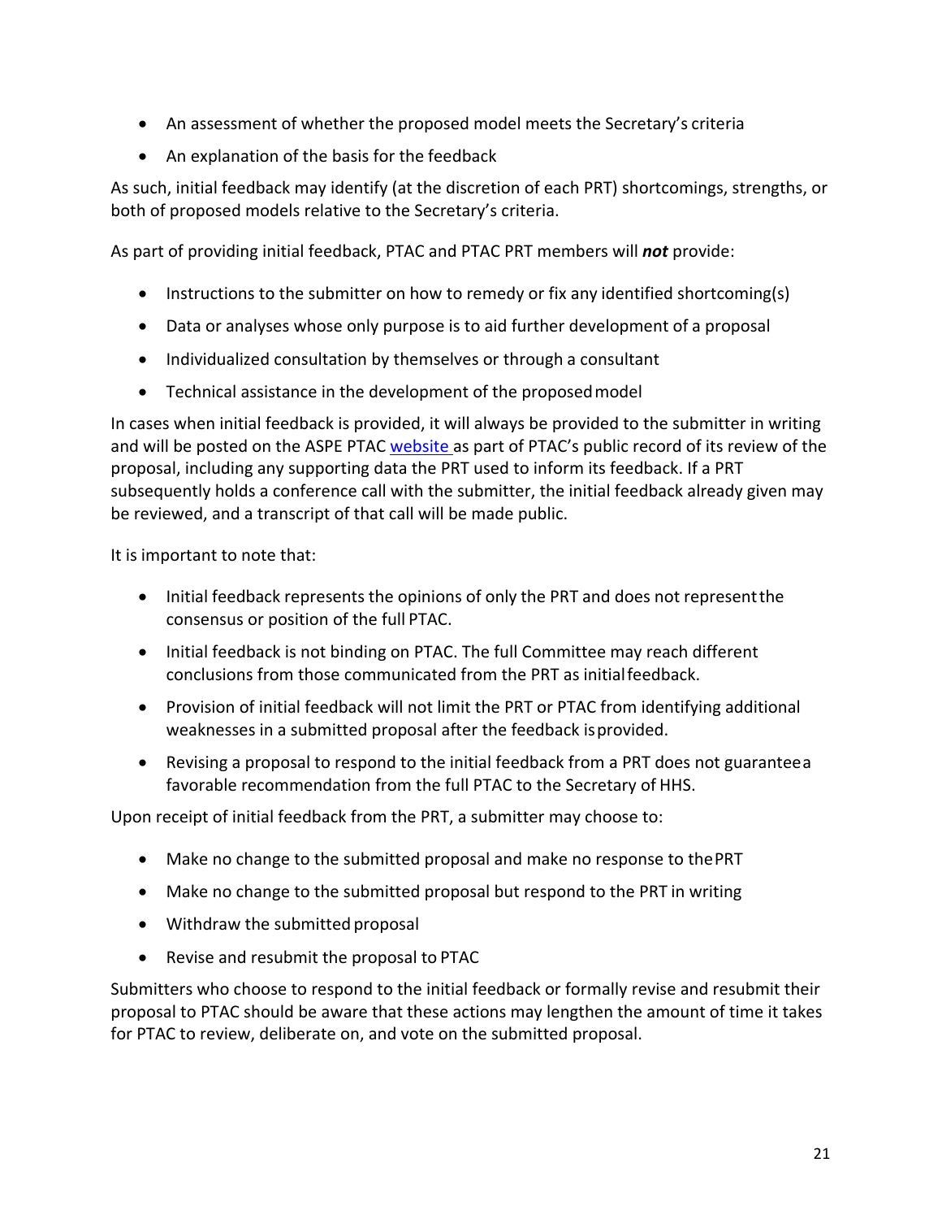- An assessment of whether the proposed model meets the Secretary's criteria
- An explanation of the basis for the feedback

As such, initial feedback may identify (at the discretion of each PRT) shortcomings, strengths, or both of proposed models relative to the Secretary's criteria.

As part of providing initial feedback, PTAC and PTAC PRT members will ***not*** provide:

- Instructions to the submitter on how to remedy or fix any identified shortcoming(s)
- Data or analyses whose only purpose is to aid further development of a proposal
- Individualized consultation by themselves or through a consultant
- Technical assistance in the development of the proposed model

In cases when initial feedback is provided, it will always be provided to the submitter in writing and will be posted on the ASPE PTAC [website](website) as part of PTAC's public record of its review of the proposal, including any supporting data the PRT used to inform its feedback. If a PRT subsequently holds a conference call with the submitter, the initial feedback already given may be reviewed, and a transcript of that call will be made public.

It is important to note that:

- Initial feedback represents the opinions of only the PRT and does not represent the consensus or position of the full PTAC.
- Initial feedback is not binding on PTAC. The full Committee may reach different conclusions from those communicated from the PRT as initial feedback.
- Provision of initial feedback will not limit the PRT or PTAC from identifying additional weaknesses in a submitted proposal after the feedback is provided.
- Revising a proposal to respond to the initial feedback from a PRT does not guarantee a favorable recommendation from the full PTAC to the Secretary of HHS.

Upon receipt of initial feedback from the PRT, a submitter may choose to:

- Make no change to the submitted proposal and make no response to the PRT
- Make no change to the submitted proposal but respond to the PRT in writing
- Withdraw the submitted proposal
- Revise and resubmit the proposal to PTAC

Submitters who choose to respond to the initial feedback or formally revise and resubmit their proposal to PTAC should be aware that these actions may lengthen the amount of time it takes for PTAC to review, deliberate on, and vote on the submitted proposal.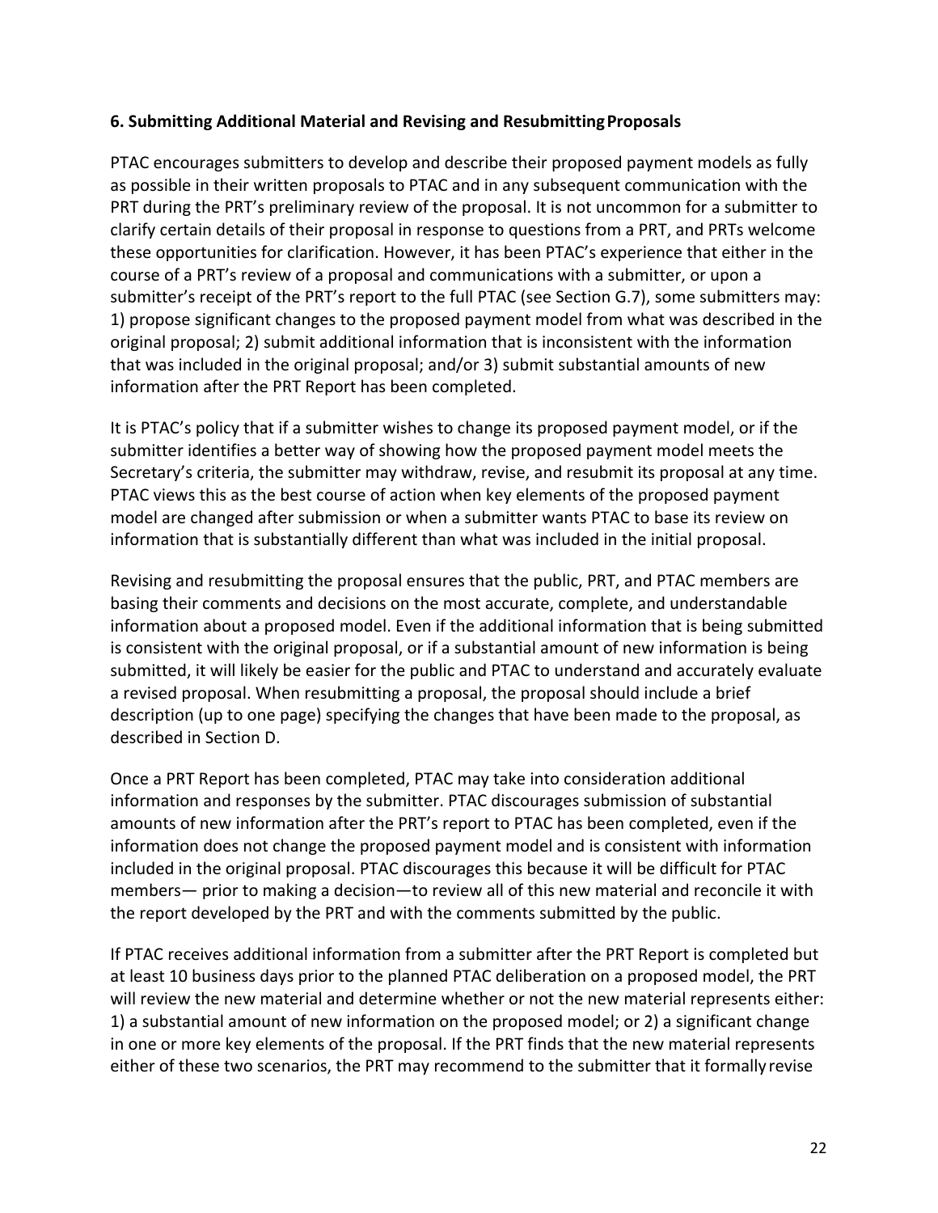### 6. Submitting Additional Material and Revising and Resubmitting Proposals

PTAC encourages submitters to develop and describe their proposed payment models as fully as possible in their written proposals to PTAC and in any subsequent communication with the PRT during the PRT's preliminary review of the proposal. It is not uncommon for a submitter to clarify certain details of their proposal in response to questions from a PRT, and PRTs welcome these opportunities for clarification. However, it has been PTAC's experience that either in the course of a PRT's review of a proposal and communications with a submitter, or upon a submitter's receipt of the PRT's report to the full PTAC (see Section G.7), some submitters may: 1) propose significant changes to the proposed payment model from what was described in the original proposal; 2) submit additional information that is inconsistent with the information that was included in the original proposal; and/or 3) submit substantial amounts of new information after the PRT Report has been completed.

It is PTAC's policy that if a submitter wishes to change its proposed payment model, or if the submitter identifies a better way of showing how the proposed payment model meets the Secretary's criteria, the submitter may withdraw, revise, and resubmit its proposal at any time. PTAC views this as the best course of action when key elements of the proposed payment model are changed after submission or when a submitter wants PTAC to base its review on information that is substantially different than what was included in the initial proposal.

Revising and resubmitting the proposal ensures that the public, PRT, and PTAC members are basing their comments and decisions on the most accurate, complete, and understandable information about a proposed model. Even if the additional information that is being submitted is consistent with the original proposal, or if a substantial amount of new information is being submitted, it will likely be easier for the public and PTAC to understand and accurately evaluate a revised proposal. When resubmitting a proposal, the proposal should include a brief description (up to one page) specifying the changes that have been made to the proposal, as described in Section D.

Once a PRT Report has been completed, PTAC may take into consideration additional information and responses by the submitter. PTAC discourages submission of substantial amounts of new information after the PRT's report to PTAC has been completed, even if the information does not change the proposed payment model and is consistent with information included in the original proposal. PTAC discourages this because it will be difficult for PTAC members— prior to making a decision—to review all of this new material and reconcile it with the report developed by the PRT and with the comments submitted by the public.

If PTAC receives additional information from a submitter after the PRT Report is completed but at least 10 business days prior to the planned PTAC deliberation on a proposed model, the PRT will review the new material and determine whether or not the new material represents either: 1) a substantial amount of new information on the proposed model; or 2) a significant change in one or more key elements of the proposal. If the PRT finds that the new material represents either of these two scenarios, the PRT may recommend to the submitter that it formally revise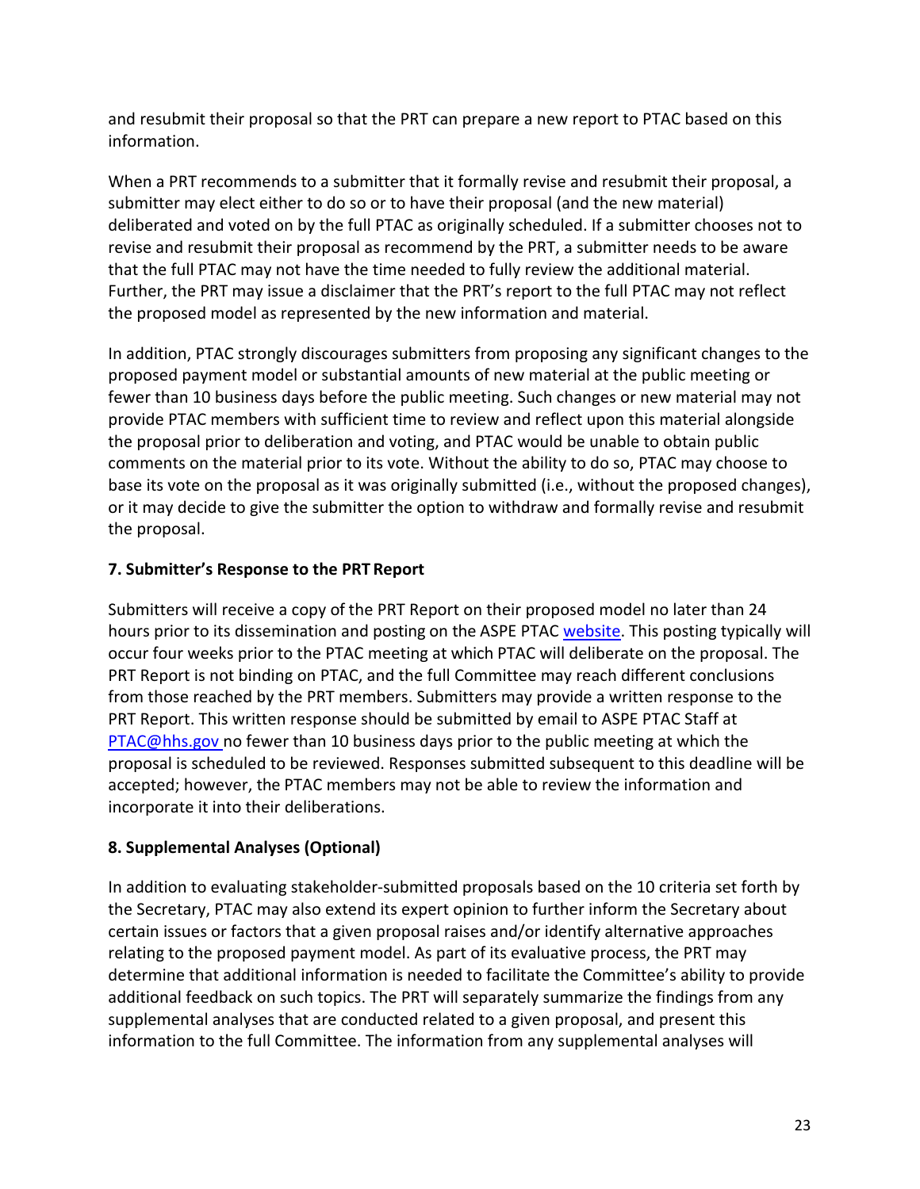and resubmit their proposal so that the PRT can prepare a new report to PTAC based on this information.

When a PRT recommends to a submitter that it formally revise and resubmit their proposal, a submitter may elect either to do so or to have their proposal (and the new material) deliberated and voted on by the full PTAC as originally scheduled. If a submitter chooses not to revise and resubmit their proposal as recommend by the PRT, a submitter needs to be aware that the full PTAC may not have the time needed to fully review the additional material. Further, the PRT may issue a disclaimer that the PRT's report to the full PTAC may not reflect the proposed model as represented by the new information and material.

In addition, PTAC strongly discourages submitters from proposing any significant changes to the proposed payment model or substantial amounts of new material at the public meeting or fewer than 10 business days before the public meeting. Such changes or new material may not provide PTAC members with sufficient time to review and reflect upon this material alongside the proposal prior to deliberation and voting, and PTAC would be unable to obtain public comments on the material prior to its vote. Without the ability to do so, PTAC may choose to base its vote on the proposal as it was originally submitted (i.e., without the proposed changes), or it may decide to give the submitter the option to withdraw and formally revise and resubmit the proposal.

**7. Submitter's Response to the PRT Report**

Submitters will receive a copy of the PRT Report on their proposed model no later than 24 hours prior to its dissemination and posting on the ASPE PTAC website. This posting typically will occur four weeks prior to the PTAC meeting at which PTAC will deliberate on the proposal. The PRT Report is not binding on PTAC, and the full Committee may reach different conclusions from those reached by the PRT members. Submitters may provide a written response to the PRT Report. This written response should be submitted by email to ASPE PTAC Staff at PTAC@hhs.gov no fewer than 10 business days prior to the public meeting at which the proposal is scheduled to be reviewed. Responses submitted subsequent to this deadline will be accepted; however, the PTAC members may not be able to review the information and incorporate it into their deliberations.

**8. Supplemental Analyses (Optional)**

In addition to evaluating stakeholder-submitted proposals based on the 10 criteria set forth by the Secretary, PTAC may also extend its expert opinion to further inform the Secretary about certain issues or factors that a given proposal raises and/or identify alternative approaches relating to the proposed payment model. As part of its evaluative process, the PRT may determine that additional information is needed to facilitate the Committee's ability to provide additional feedback on such topics. The PRT will separately summarize the findings from any supplemental analyses that are conducted related to a given proposal, and present this information to the full Committee. The information from any supplemental analyses will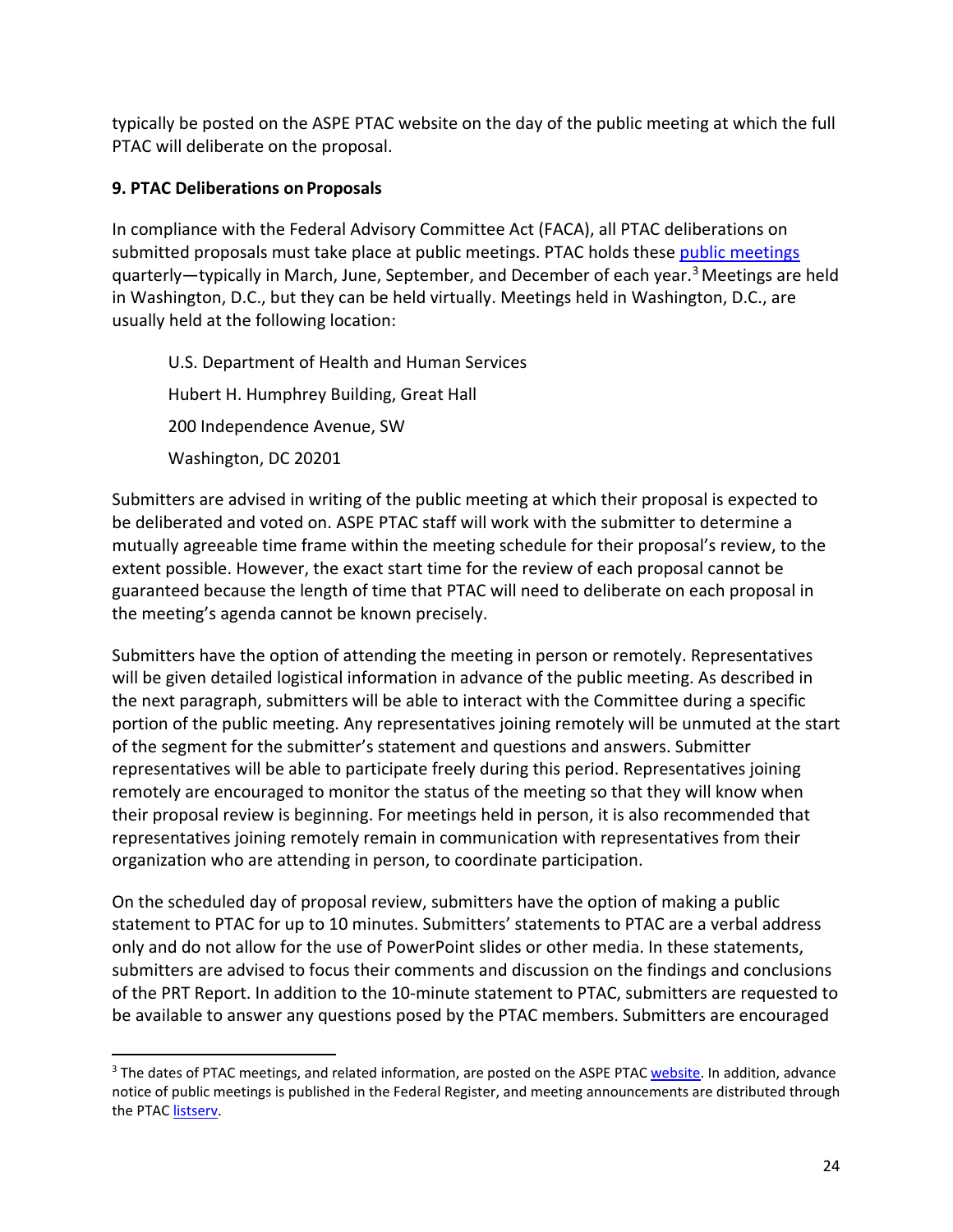typically be posted on the ASPE PTAC website on the day of the public meeting at which the full PTAC will deliberate on the proposal.

**9. PTAC Deliberations on Proposals**

In compliance with the Federal Advisory Committee Act (FACA), all PTAC deliberations on submitted proposals must take place at public meetings. PTAC holds these public meetings quarterly—typically in March, June, September, and December of each year.[3] Meetings are held in Washington, D.C., but they can be held virtually. Meetings held in Washington, D.C., are usually held at the following location:

U.S. Department of Health and Human Services
Hubert H. Humphrey Building, Great Hall
200 Independence Avenue, SW
Washington, DC 20201

Submitters are advised in writing of the public meeting at which their proposal is expected to be deliberated and voted on. ASPE PTAC staff will work with the submitter to determine a mutually agreeable time frame within the meeting schedule for their proposal's review, to the extent possible. However, the exact start time for the review of each proposal cannot be guaranteed because the length of time that PTAC will need to deliberate on each proposal in the meeting's agenda cannot be known precisely.

Submitters have the option of attending the meeting in person or remotely. Representatives will be given detailed logistical information in advance of the public meeting. As described in the next paragraph, submitters will be able to interact with the Committee during a specific portion of the public meeting. Any representatives joining remotely will be unmuted at the start of the segment for the submitter's statement and questions and answers. Submitter representatives will be able to participate freely during this period. Representatives joining remotely are encouraged to monitor the status of the meeting so that they will know when their proposal review is beginning. For meetings held in person, it is also recommended that representatives joining remotely remain in communication with representatives from their organization who are attending in person, to coordinate participation.

On the scheduled day of proposal review, submitters have the option of making a public statement to PTAC for up to 10 minutes. Submitters' statements to PTAC are a verbal address only and do not allow for the use of PowerPoint slides or other media. In these statements, submitters are advised to focus their comments and discussion on the findings and conclusions of the PRT Report. In addition to the 10-minute statement to PTAC, submitters are requested to be available to answer any questions posed by the PTAC members. Submitters are encouraged

[3] The dates of PTAC meetings, and related information, are posted on the ASPE PTAC website. In addition, advance notice of public meetings is published in the Federal Register, and meeting announcements are distributed through the PTAC listserv.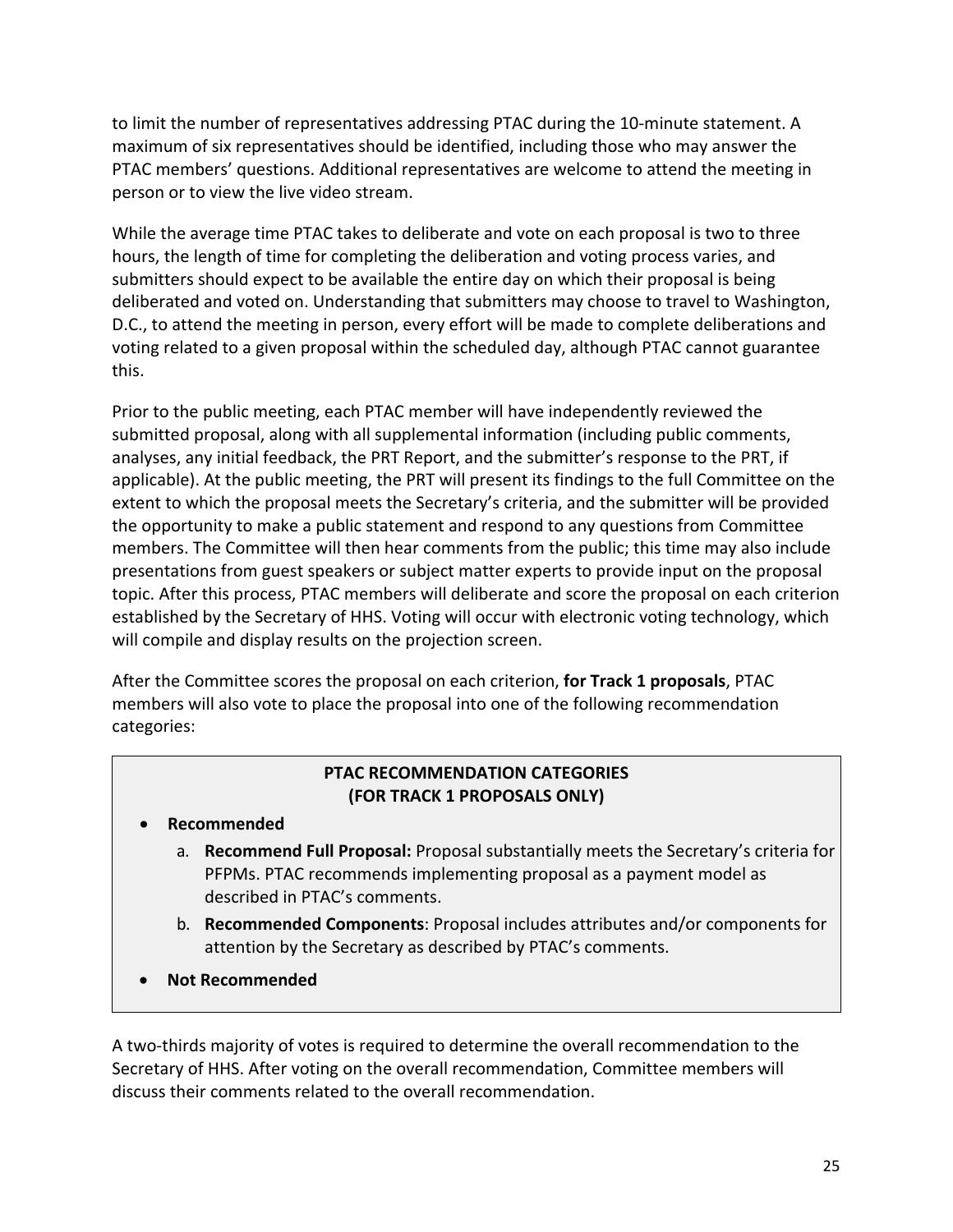to limit the number of representatives addressing PTAC during the 10-minute statement. A maximum of six representatives should be identified, including those who may answer the PTAC members' questions. Additional representatives are welcome to attend the meeting in person or to view the live video stream.

While the average time PTAC takes to deliberate and vote on each proposal is two to three hours, the length of time for completing the deliberation and voting process varies, and submitters should expect to be available the entire day on which their proposal is being deliberated and voted on. Understanding that submitters may choose to travel to Washington, D.C., to attend the meeting in person, every effort will be made to complete deliberations and voting related to a given proposal within the scheduled day, although PTAC cannot guarantee this.

Prior to the public meeting, each PTAC member will have independently reviewed the submitted proposal, along with all supplemental information (including public comments, analyses, any initial feedback, the PRT Report, and the submitter's response to the PRT, if applicable). At the public meeting, the PRT will present its findings to the full Committee on the extent to which the proposal meets the Secretary's criteria, and the submitter will be provided the opportunity to make a public statement and respond to any questions from Committee members. The Committee will then hear comments from the public; this time may also include presentations from guest speakers or subject matter experts to provide input on the proposal topic. After this process, PTAC members will deliberate and score the proposal on each criterion established by the Secretary of HHS. Voting will occur with electronic voting technology, which will compile and display results on the projection screen.

After the Committee scores the proposal on each criterion, **for Track 1 proposals**, PTAC members will also vote to place the proposal into one of the following recommendation categories:

**PTAC RECOMMENDATION CATEGORIES (FOR TRACK 1 PROPOSALS ONLY)**

- **Recommended**
  a. **Recommend Full Proposal:** Proposal substantially meets the Secretary's criteria for PFPMs. PTAC recommends implementing proposal as a payment model as described in PTAC's comments.
  b. **Recommended Components**: Proposal includes attributes and/or components for attention by the Secretary as described by PTAC's comments.
- **Not Recommended**

A two-thirds majority of votes is required to determine the overall recommendation to the Secretary of HHS. After voting on the overall recommendation, Committee members will discuss their comments related to the overall recommendation.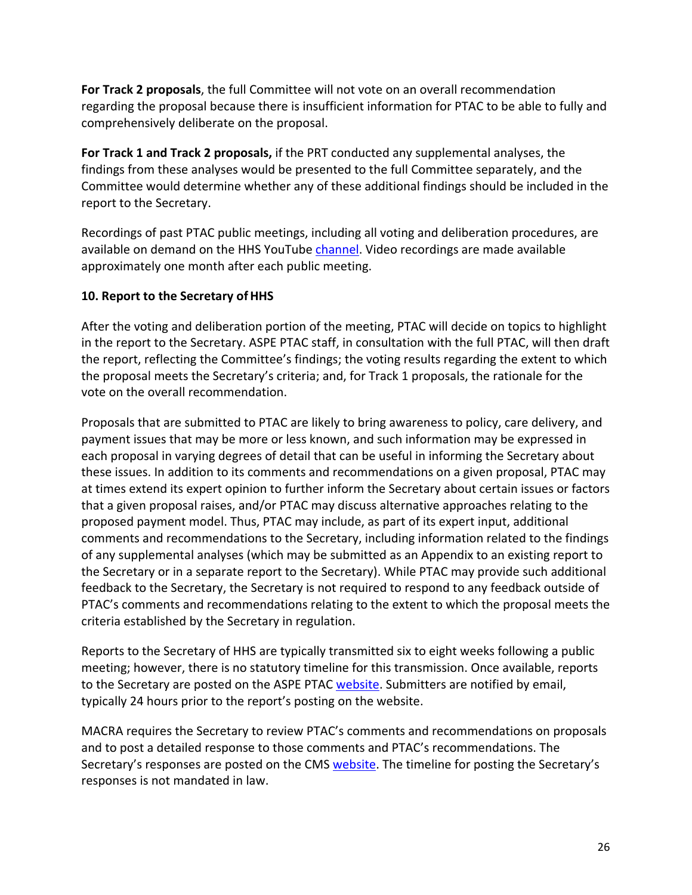**For Track 2 proposals**, the full Committee will not vote on an overall recommendation regarding the proposal because there is insufficient information for PTAC to be able to fully and comprehensively deliberate on the proposal.

**For Track 1 and Track 2 proposals,** if the PRT conducted any supplemental analyses, the findings from these analyses would be presented to the full Committee separately, and the Committee would determine whether any of these additional findings should be included in the report to the Secretary.

Recordings of past PTAC public meetings, including all voting and deliberation procedures, are available on demand on the HHS YouTube channel. Video recordings are made available approximately one month after each public meeting.

### 10. Report to the Secretary of HHS

After the voting and deliberation portion of the meeting, PTAC will decide on topics to highlight in the report to the Secretary. ASPE PTAC staff, in consultation with the full PTAC, will then draft the report, reflecting the Committee's findings; the voting results regarding the extent to which the proposal meets the Secretary's criteria; and, for Track 1 proposals, the rationale for the vote on the overall recommendation.

Proposals that are submitted to PTAC are likely to bring awareness to policy, care delivery, and payment issues that may be more or less known, and such information may be expressed in each proposal in varying degrees of detail that can be useful in informing the Secretary about these issues. In addition to its comments and recommendations on a given proposal, PTAC may at times extend its expert opinion to further inform the Secretary about certain issues or factors that a given proposal raises, and/or PTAC may discuss alternative approaches relating to the proposed payment model. Thus, PTAC may include, as part of its expert input, additional comments and recommendations to the Secretary, including information related to the findings of any supplemental analyses (which may be submitted as an Appendix to an existing report to the Secretary or in a separate report to the Secretary). While PTAC may provide such additional feedback to the Secretary, the Secretary is not required to respond to any feedback outside of PTAC's comments and recommendations relating to the extent to which the proposal meets the criteria established by the Secretary in regulation.

Reports to the Secretary of HHS are typically transmitted six to eight weeks following a public meeting; however, there is no statutory timeline for this transmission. Once available, reports to the Secretary are posted on the ASPE PTAC website. Submitters are notified by email, typically 24 hours prior to the report's posting on the website.

MACRA requires the Secretary to review PTAC's comments and recommendations on proposals and to post a detailed response to those comments and PTAC's recommendations. The Secretary's responses are posted on the CMS website. The timeline for posting the Secretary's responses is not mandated in law.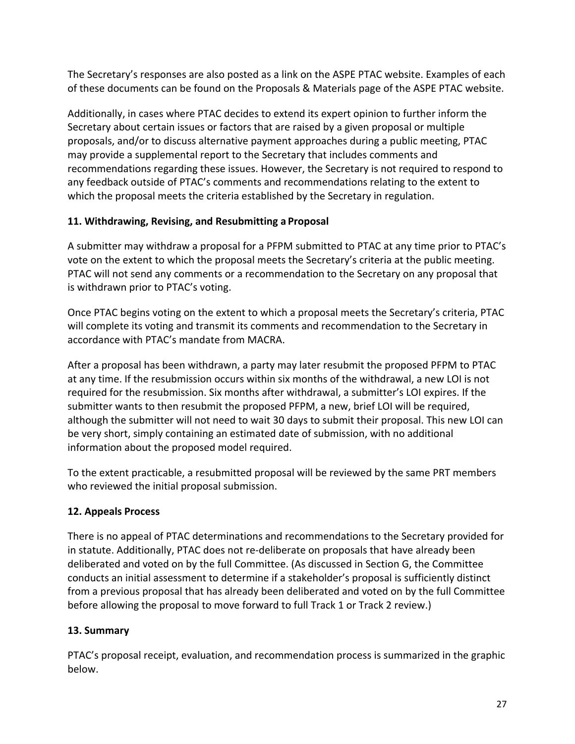The Secretary's responses are also posted as a link on the ASPE PTAC website. Examples of each of these documents can be found on the Proposals & Materials page of the ASPE PTAC website.

Additionally, in cases where PTAC decides to extend its expert opinion to further inform the Secretary about certain issues or factors that are raised by a given proposal or multiple proposals, and/or to discuss alternative payment approaches during a public meeting, PTAC may provide a supplemental report to the Secretary that includes comments and recommendations regarding these issues. However, the Secretary is not required to respond to any feedback outside of PTAC's comments and recommendations relating to the extent to which the proposal meets the criteria established by the Secretary in regulation.

**11. Withdrawing, Revising, and Resubmitting a Proposal**

A submitter may withdraw a proposal for a PFPM submitted to PTAC at any time prior to PTAC's vote on the extent to which the proposal meets the Secretary's criteria at the public meeting. PTAC will not send any comments or a recommendation to the Secretary on any proposal that is withdrawn prior to PTAC's voting.

Once PTAC begins voting on the extent to which a proposal meets the Secretary's criteria, PTAC will complete its voting and transmit its comments and recommendation to the Secretary in accordance with PTAC's mandate from MACRA.

After a proposal has been withdrawn, a party may later resubmit the proposed PFPM to PTAC at any time. If the resubmission occurs within six months of the withdrawal, a new LOI is not required for the resubmission. Six months after withdrawal, a submitter's LOI expires. If the submitter wants to then resubmit the proposed PFPM, a new, brief LOI will be required, although the submitter will not need to wait 30 days to submit their proposal. This new LOI can be very short, simply containing an estimated date of submission, with no additional information about the proposed model required.

To the extent practicable, a resubmitted proposal will be reviewed by the same PRT members who reviewed the initial proposal submission.

**12. Appeals Process**

There is no appeal of PTAC determinations and recommendations to the Secretary provided for in statute. Additionally, PTAC does not re-deliberate on proposals that have already been deliberated and voted on by the full Committee. (As discussed in Section G, the Committee conducts an initial assessment to determine if a stakeholder's proposal is sufficiently distinct from a previous proposal that has already been deliberated and voted on by the full Committee before allowing the proposal to move forward to full Track 1 or Track 2 review.)

**13. Summary**

PTAC's proposal receipt, evaluation, and recommendation process is summarized in the graphic below.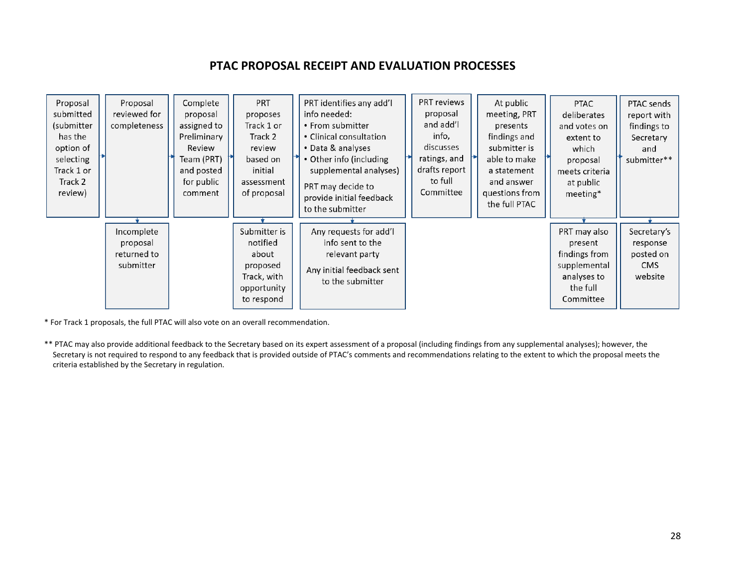## PTAC PROPOSAL RECEIPT AND EVALUATION PROCESSES

| Step | Main process | Associated follow-up |
|---|---|---|
| 1 | Proposal submitted (submitter has the option of selecting Track 1 or Track 2 review) | |
| 2 | Proposal reviewed for completeness | Incomplete proposal returned to submitter |
| 3 | Complete proposal assigned to Preliminary Review Team (PRT) and posted for public comment | |
| 4 | PRT proposes Track 1 or Track 2 review based on initial assessment of proposal | Submitter is notified about proposed Track, with opportunity to respond |
| 5 | PRT identifies any add'l info needed: • From submitter • Clinical consultation • Data & analyses • Other info (including supplemental analyses) PRT may decide to provide initial feedback to the submitter | Any requests for add'l info sent to the relevant party Any initial feedback sent to the submitter |
| 6 | PRT reviews proposal and add'l info, discusses ratings, and drafts report to full Committee | |
| 7 | At public meeting, PRT presents findings and submitter is able to make a statement and answer questions from the full PTAC | |
| 8 | PTAC deliberates and votes on extent to which proposal meets criteria at public meeting* | PRT may also present findings from supplemental analyses to the full Committee |
| 9 | PTAC sends report with findings to Secretary and submitter** | Secretary's response posted on CMS website |

\* For Track 1 proposals, the full PTAC will also vote on an overall recommendation.

\*\* PTAC may also provide additional feedback to the Secretary based on its expert assessment of a proposal (including findings from any supplemental analyses); however, the Secretary is not required to respond to any feedback that is provided outside of PTAC's comments and recommendations relating to the extent to which the proposal meets the criteria established by the Secretary in regulation.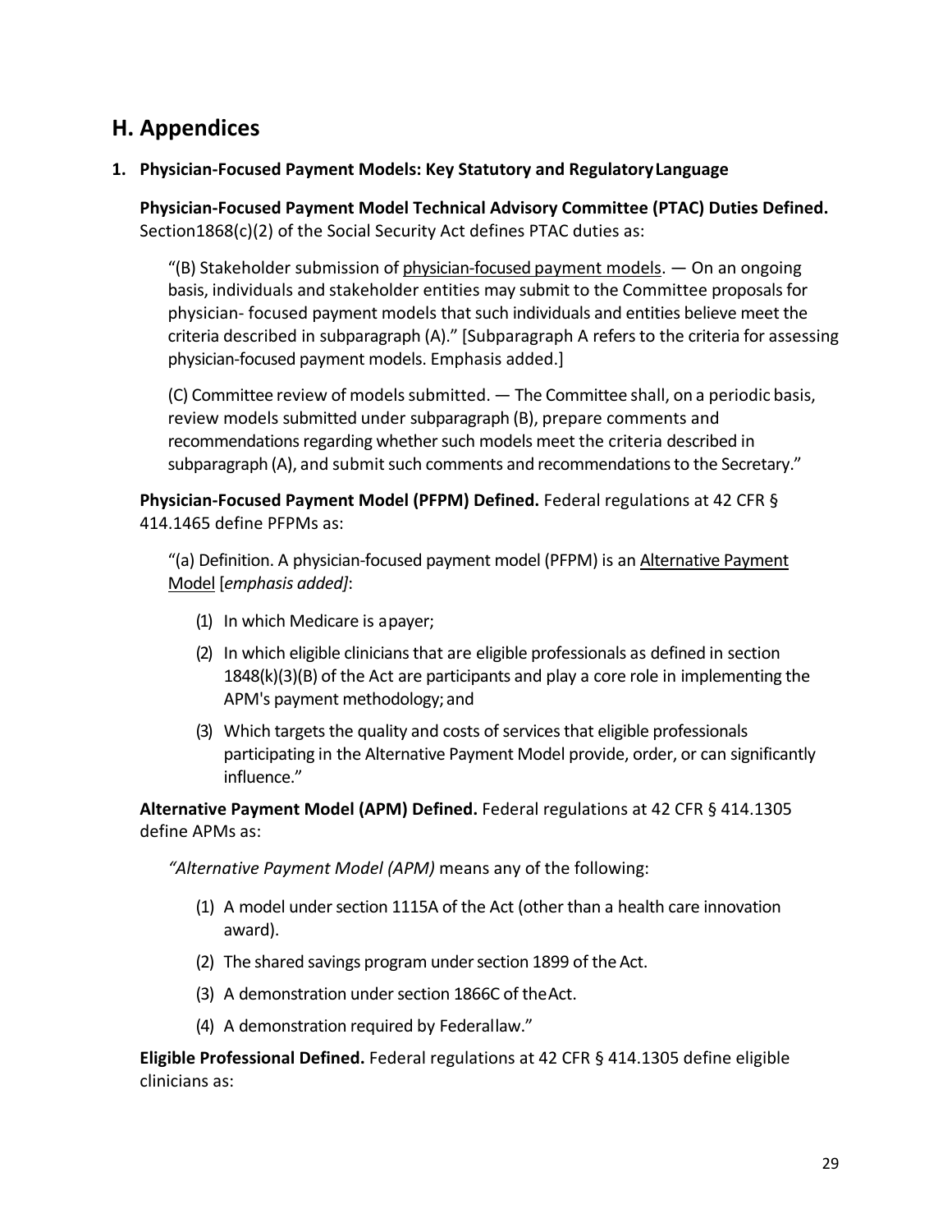## H. Appendices

### 1. Physician-Focused Payment Models: Key Statutory and Regulatory Language

**Physician-Focused Payment Model Technical Advisory Committee (PTAC) Duties Defined.** Section1868(c)(2) of the Social Security Act defines PTAC duties as:

> "(B) Stakeholder submission of <u>physician-focused payment models</u>. — On an ongoing basis, individuals and stakeholder entities may submit to the Committee proposals for physician- focused payment models that such individuals and entities believe meet the criteria described in subparagraph (A)." [Subparagraph A refers to the criteria for assessing physician-focused payment models. Emphasis added.]
>
> (C) Committee review of models submitted. — The Committee shall, on a periodic basis, review models submitted under subparagraph (B), prepare comments and recommendations regarding whether such models meet the criteria described in subparagraph (A), and submit such comments and recommendations to the Secretary."

**Physician-Focused Payment Model (PFPM) Defined.** Federal regulations at 42 CFR § 414.1465 define PFPMs as:

> "(a) Definition. A physician-focused payment model (PFPM) is an <u>Alternative Payment Model</u> [*emphasis added]*:
>
> (1) In which Medicare is a payer;
>
> (2) In which eligible clinicians that are eligible professionals as defined in section 1848(k)(3)(B) of the Act are participants and play a core role in implementing the APM's payment methodology; and
>
> (3) Which targets the quality and costs of services that eligible professionals participating in the Alternative Payment Model provide, order, or can significantly influence."

**Alternative Payment Model (APM) Defined.** Federal regulations at 42 CFR § 414.1305 define APMs as:

> *"Alternative Payment Model (APM)* means any of the following:
>
> (1) A model under section 1115A of the Act (other than a health care innovation award).
>
> (2) The shared savings program under section 1899 of the Act.
>
> (3) A demonstration under section 1866C of the Act.
>
> (4) A demonstration required by Federal law."

**Eligible Professional Defined.** Federal regulations at 42 CFR § 414.1305 define eligible clinicians as: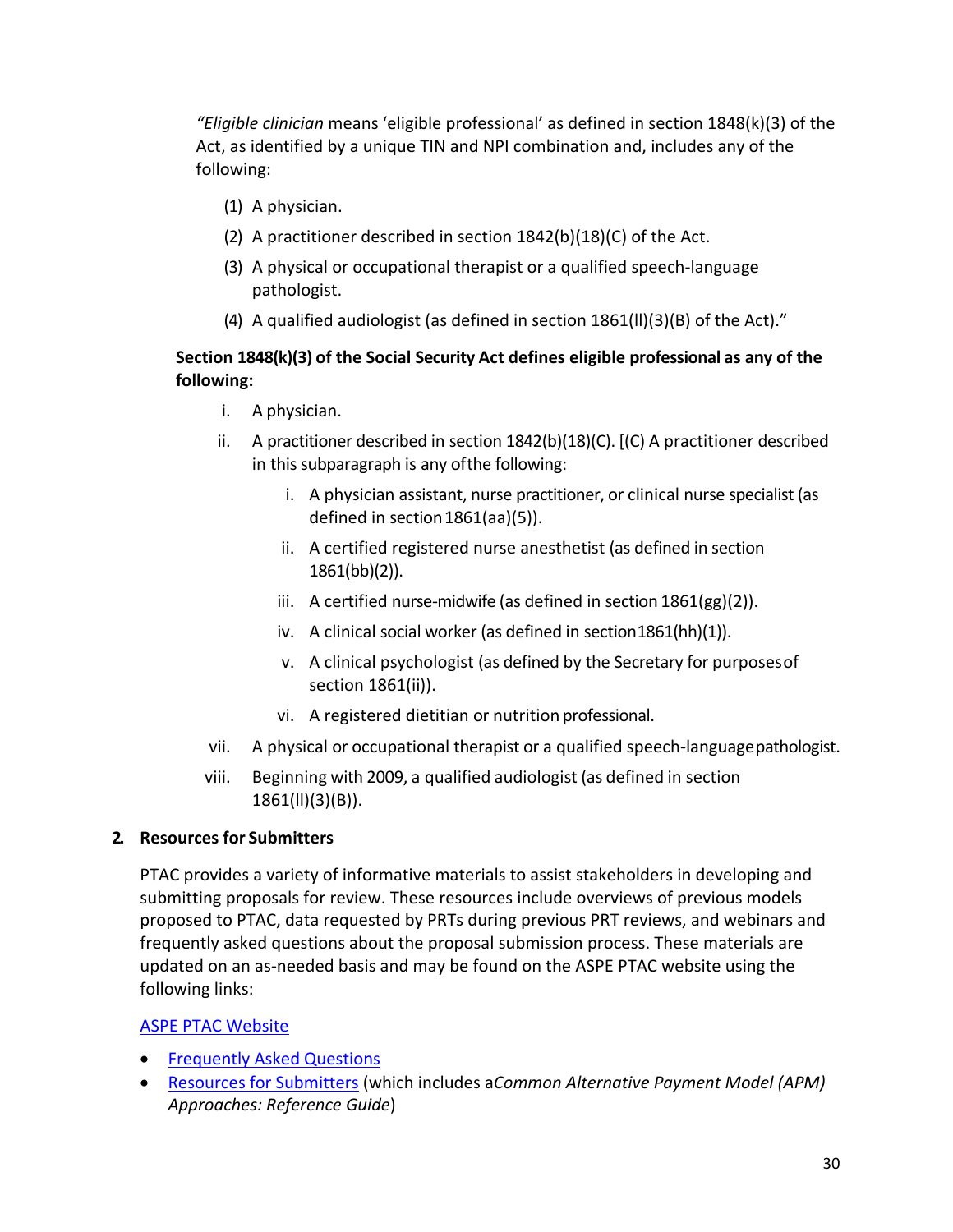*"Eligible clinician* means 'eligible professional' as defined in section 1848(k)(3) of the Act, as identified by a unique TIN and NPI combination and, includes any of the following:

(1) A physician.

(2) A practitioner described in section 1842(b)(18)(C) of the Act.

(3) A physical or occupational therapist or a qualified speech-language pathologist.

(4) A qualified audiologist (as defined in section 1861(ll)(3)(B) of the Act)."

**Section 1848(k)(3) of the Social Security Act defines eligible professional as any of the following:**

i. A physician.

ii. A practitioner described in section 1842(b)(18)(C). [(C) A practitioner described in this subparagraph is any of the following:

   i. A physician assistant, nurse practitioner, or clinical nurse specialist (as defined in section 1861(aa)(5)).

   ii. A certified registered nurse anesthetist (as defined in section 1861(bb)(2)).

   iii. A certified nurse-midwife (as defined in section 1861(gg)(2)).

   iv. A clinical social worker (as defined in section 1861(hh)(1)).

   v. A clinical psychologist (as defined by the Secretary for purposes of section 1861(ii)).

   vi. A registered dietitian or nutrition professional.

vii. A physical or occupational therapist or a qualified speech-language pathologist.

viii. Beginning with 2009, a qualified audiologist (as defined in section 1861(ll)(3)(B)).

## 2. Resources for Submitters

PTAC provides a variety of informative materials to assist stakeholders in developing and submitting proposals for review. These resources include overviews of previous models proposed to PTAC, data requested by PRTs during previous PRT reviews, and webinars and frequently asked questions about the proposal submission process. These materials are updated on an as-needed basis and may be found on the ASPE PTAC website using the following links:

ASPE PTAC Website

- Frequently Asked Questions
- Resources for Submitters (which includes a *Common Alternative Payment Model (APM) Approaches: Reference Guide*)